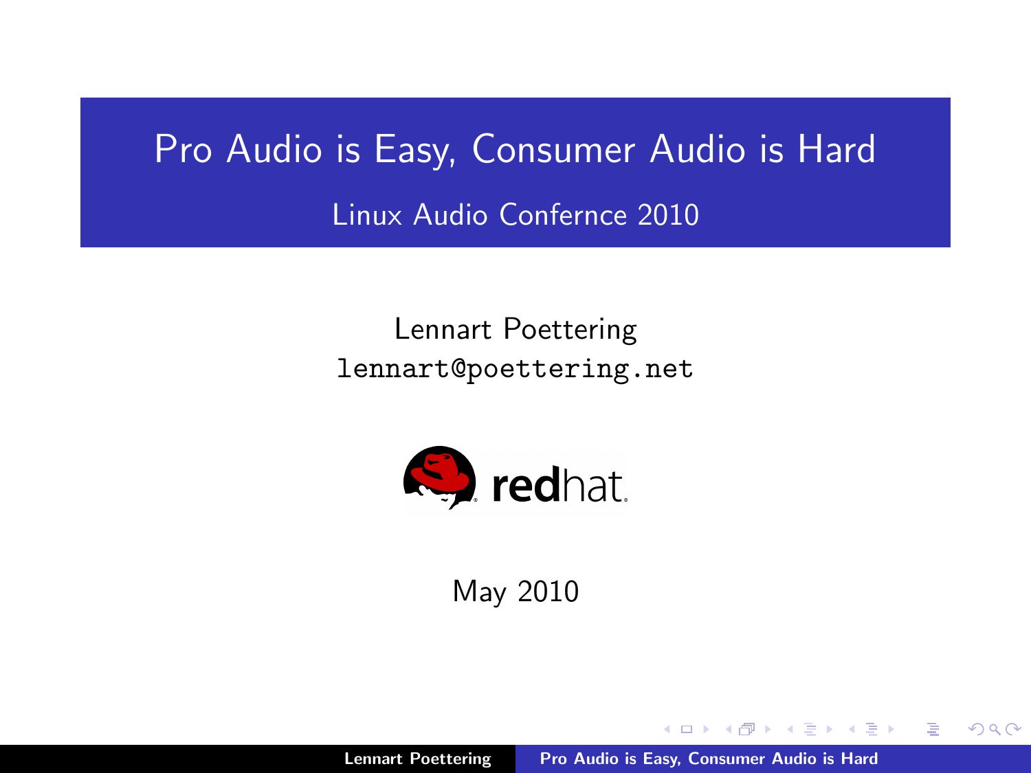# Pro Audio is Easy, Consumer Audio is Hard

## Linux Audio Confernce 2010

Lennart Poettering
lennart@poettering.net

redhat

May 2010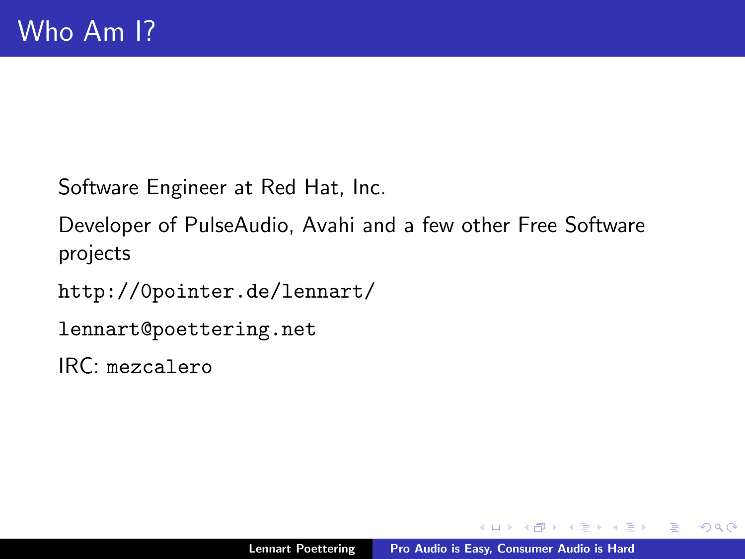# Who Am I?

Software Engineer at Red Hat, Inc.

Developer of PulseAudio, Avahi and a few other Free Software projects

`http://0pointer.de/lennart/`

`lennart@poettering.net`

IRC: `mezcalero`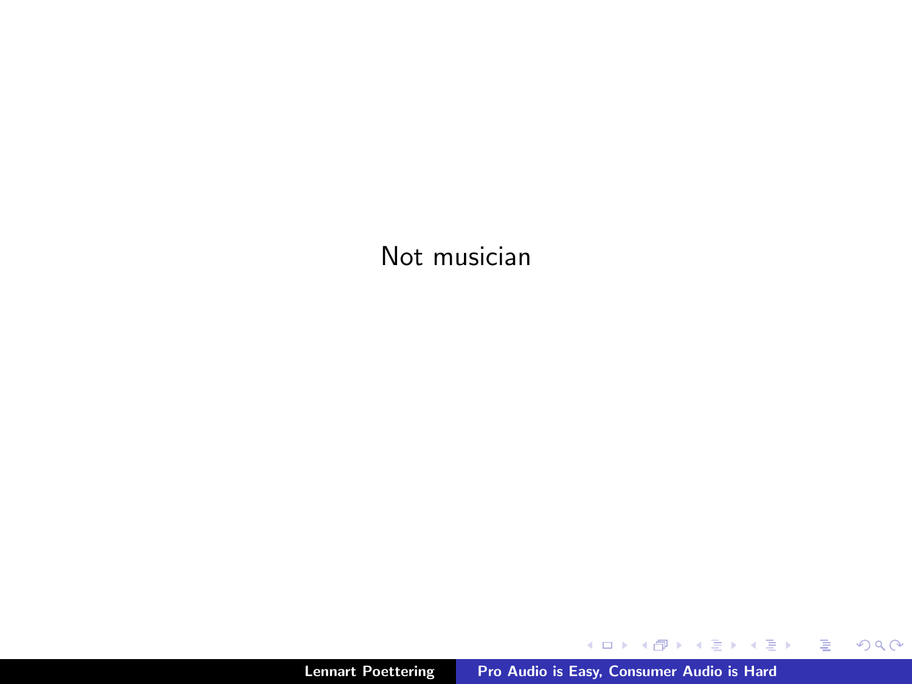Not musician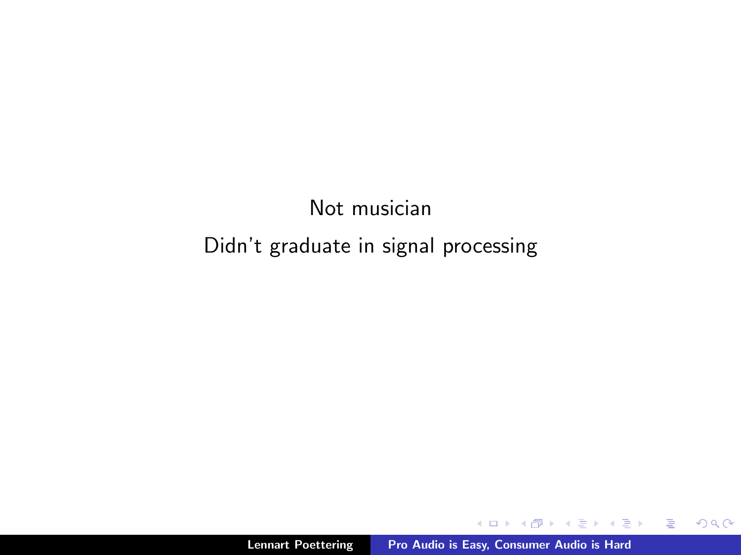Not musician

Didn't graduate in signal processing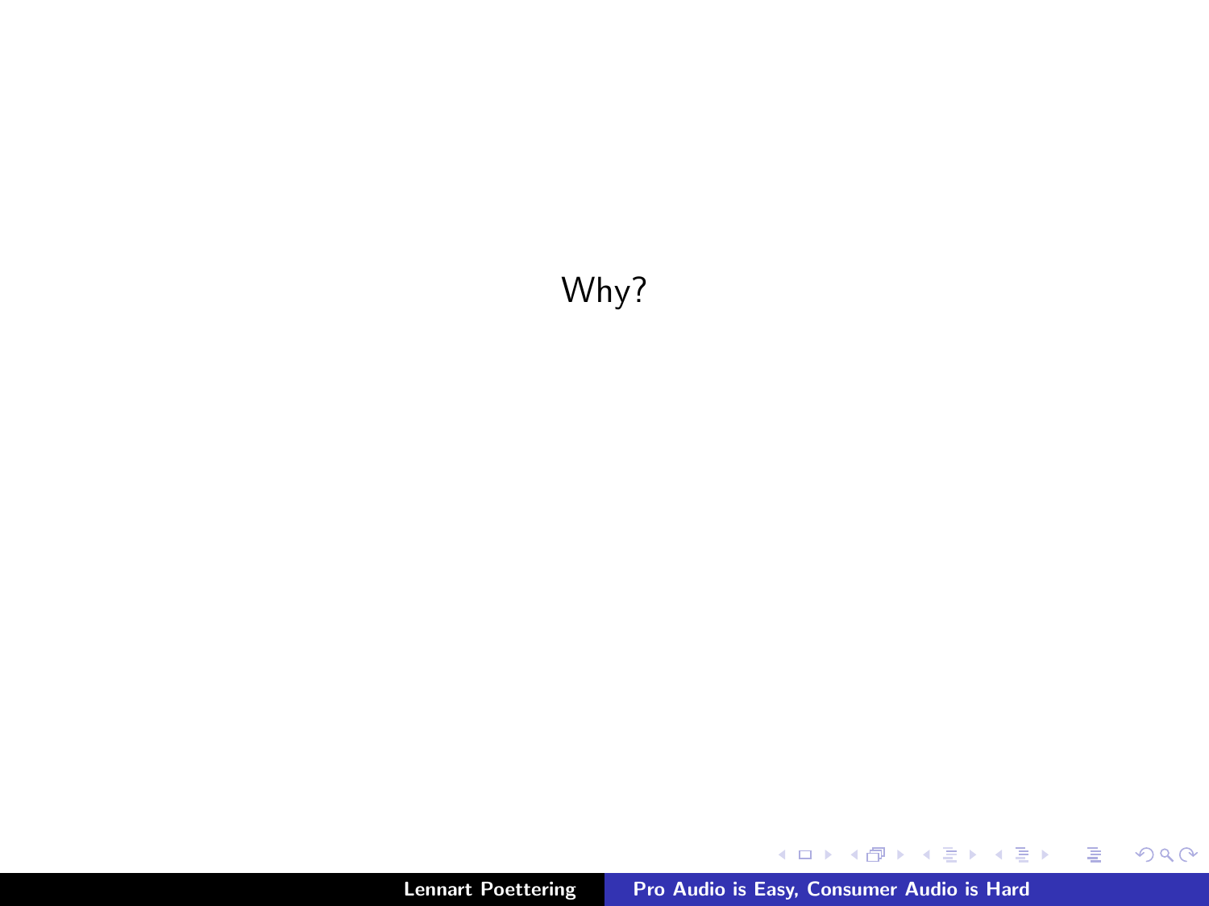Why?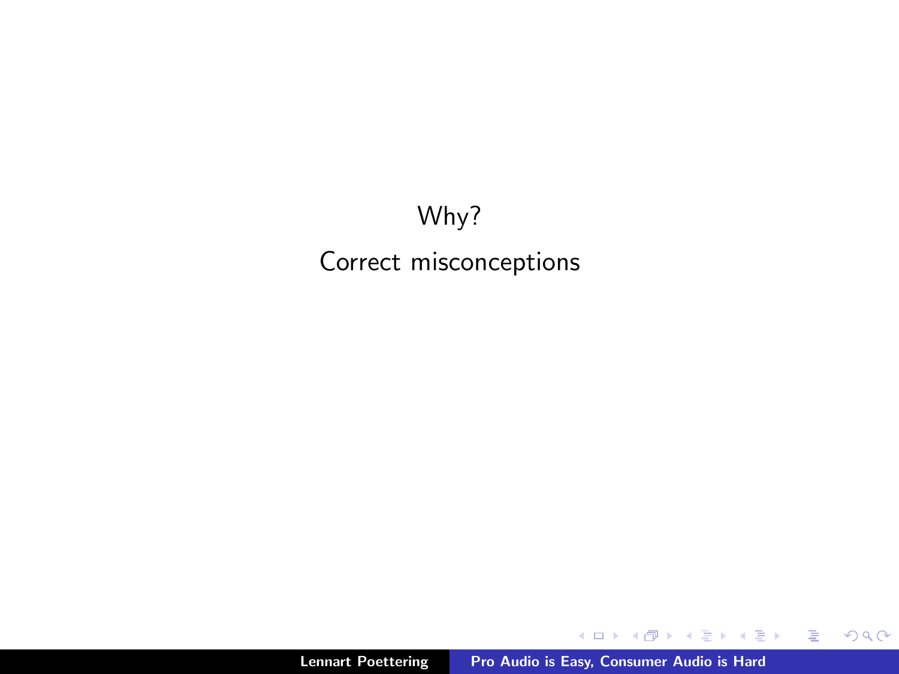Why?

Correct misconceptions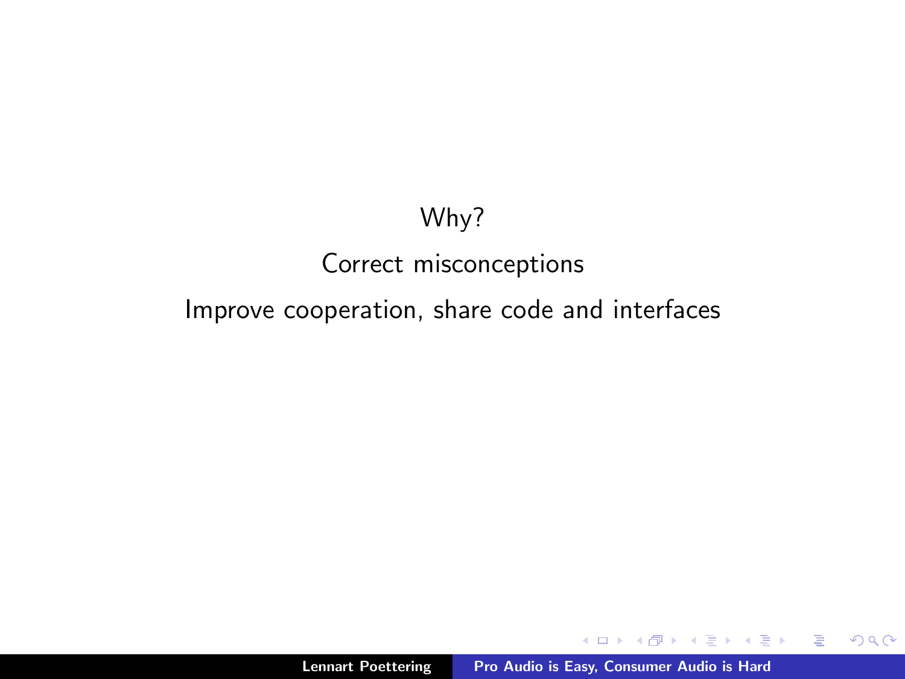Why?

Correct misconceptions

Improve cooperation, share code and interfaces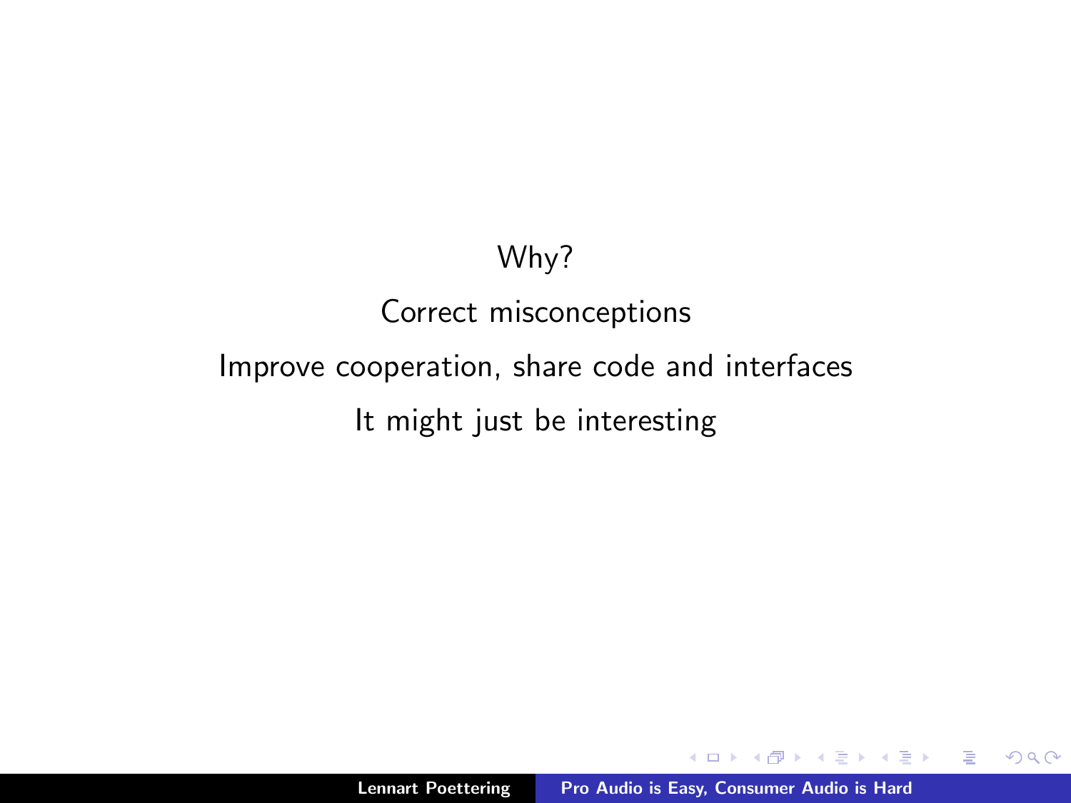Why?

Correct misconceptions

Improve cooperation, share code and interfaces

It might just be interesting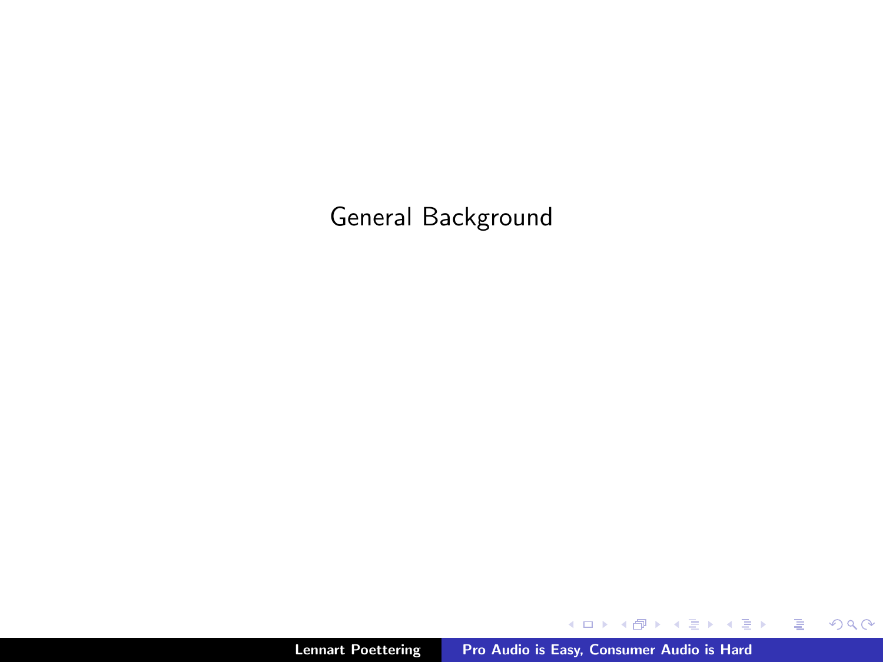# General Background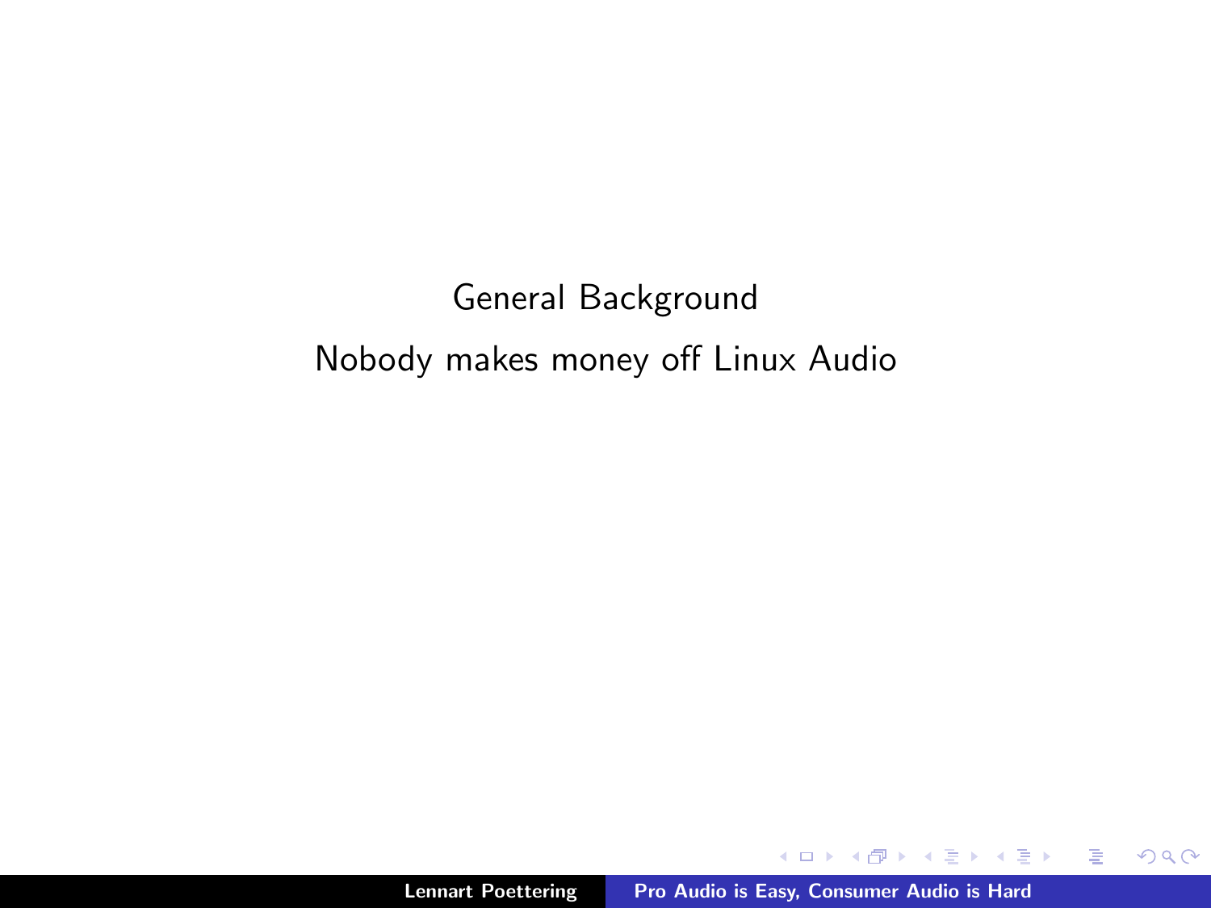General Background

Nobody makes money off Linux Audio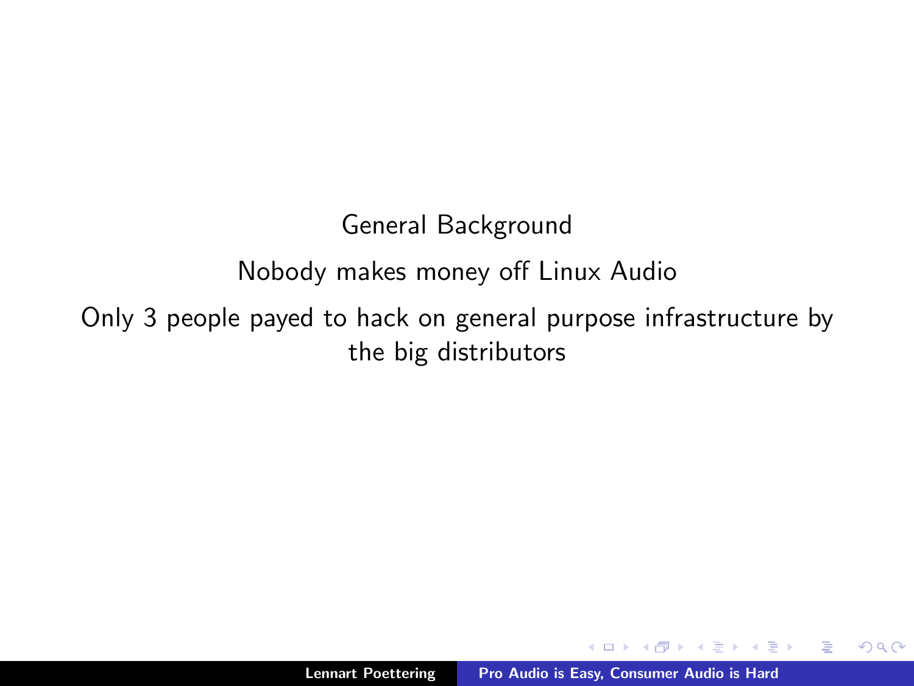General Background

Nobody makes money off Linux Audio

Only 3 people payed to hack on general purpose infrastructure by the big distributors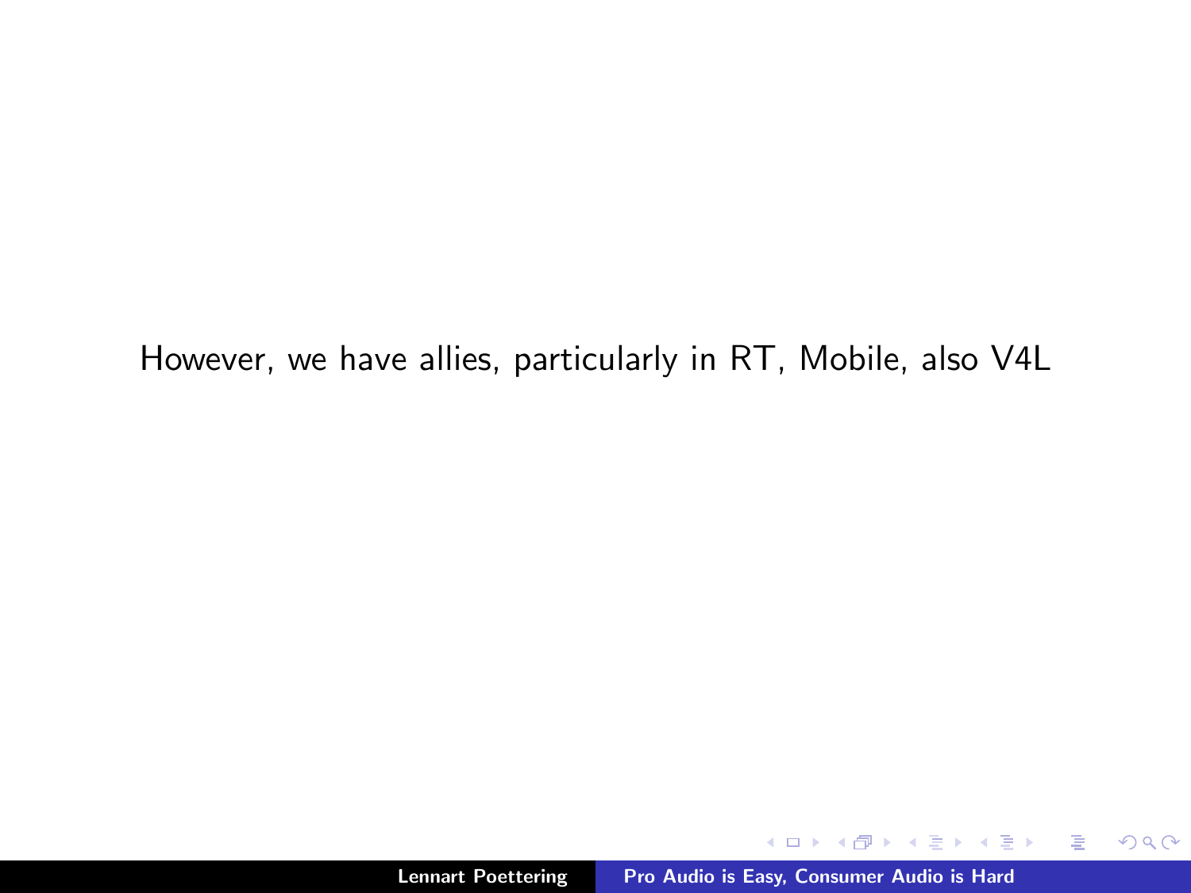However, we have allies, particularly in RT, Mobile, also V4L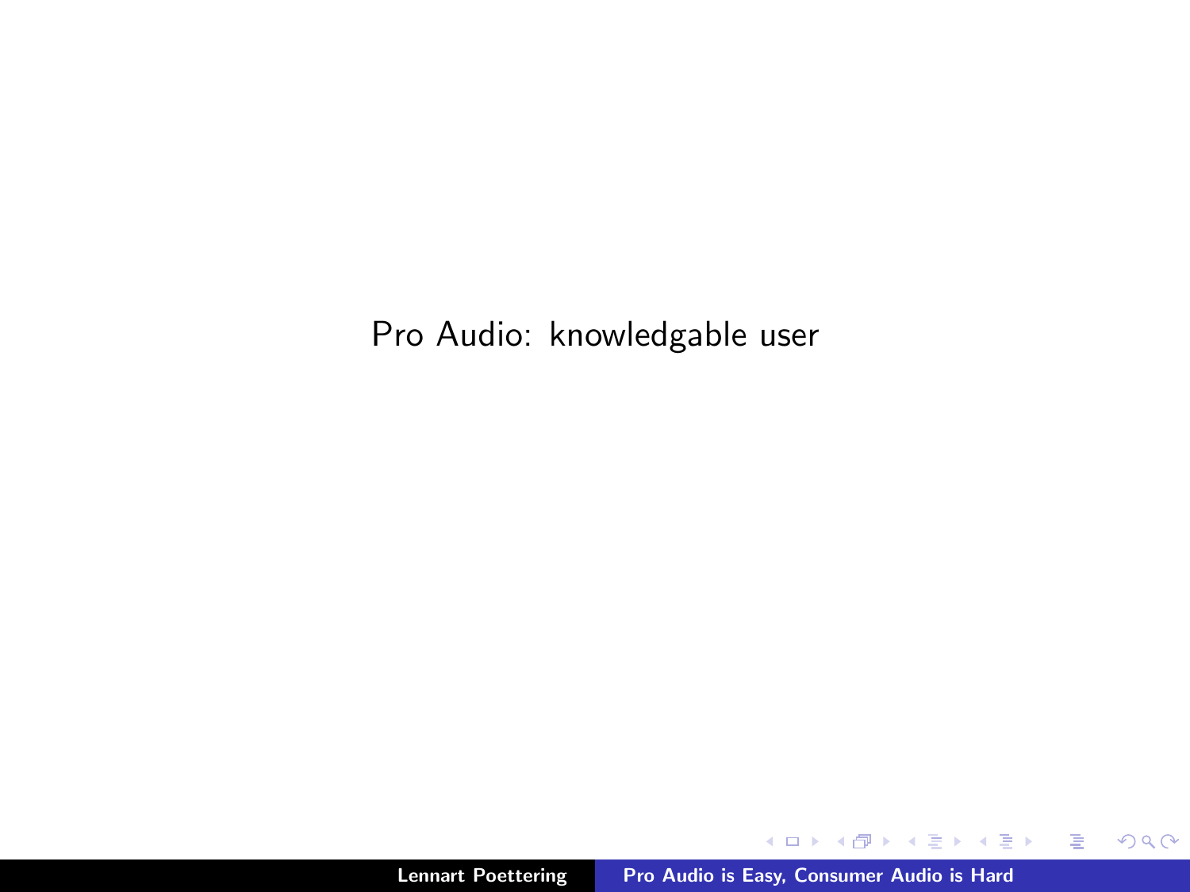Pro Audio: knowledgable user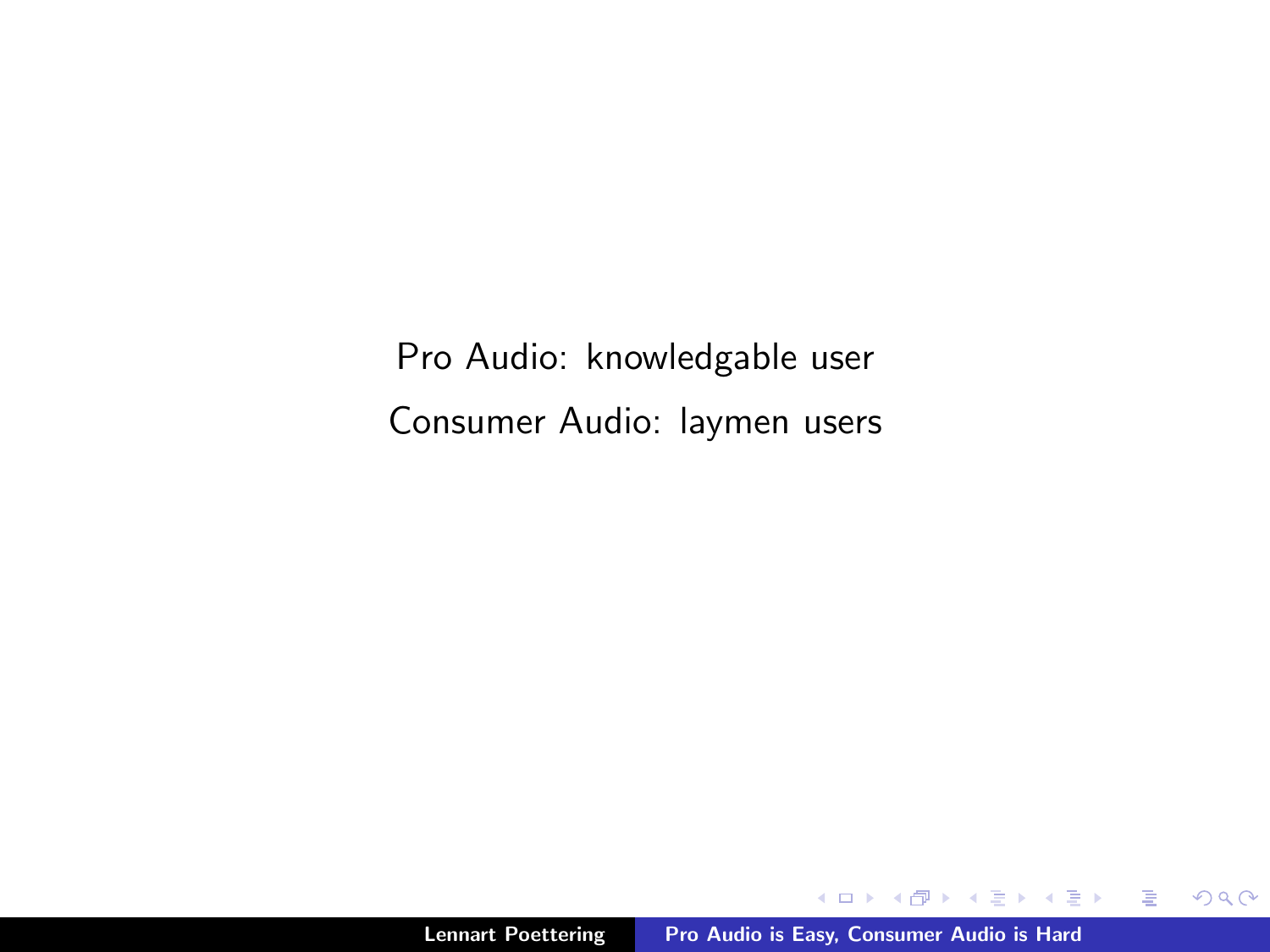Pro Audio: knowledgable user

Consumer Audio: laymen users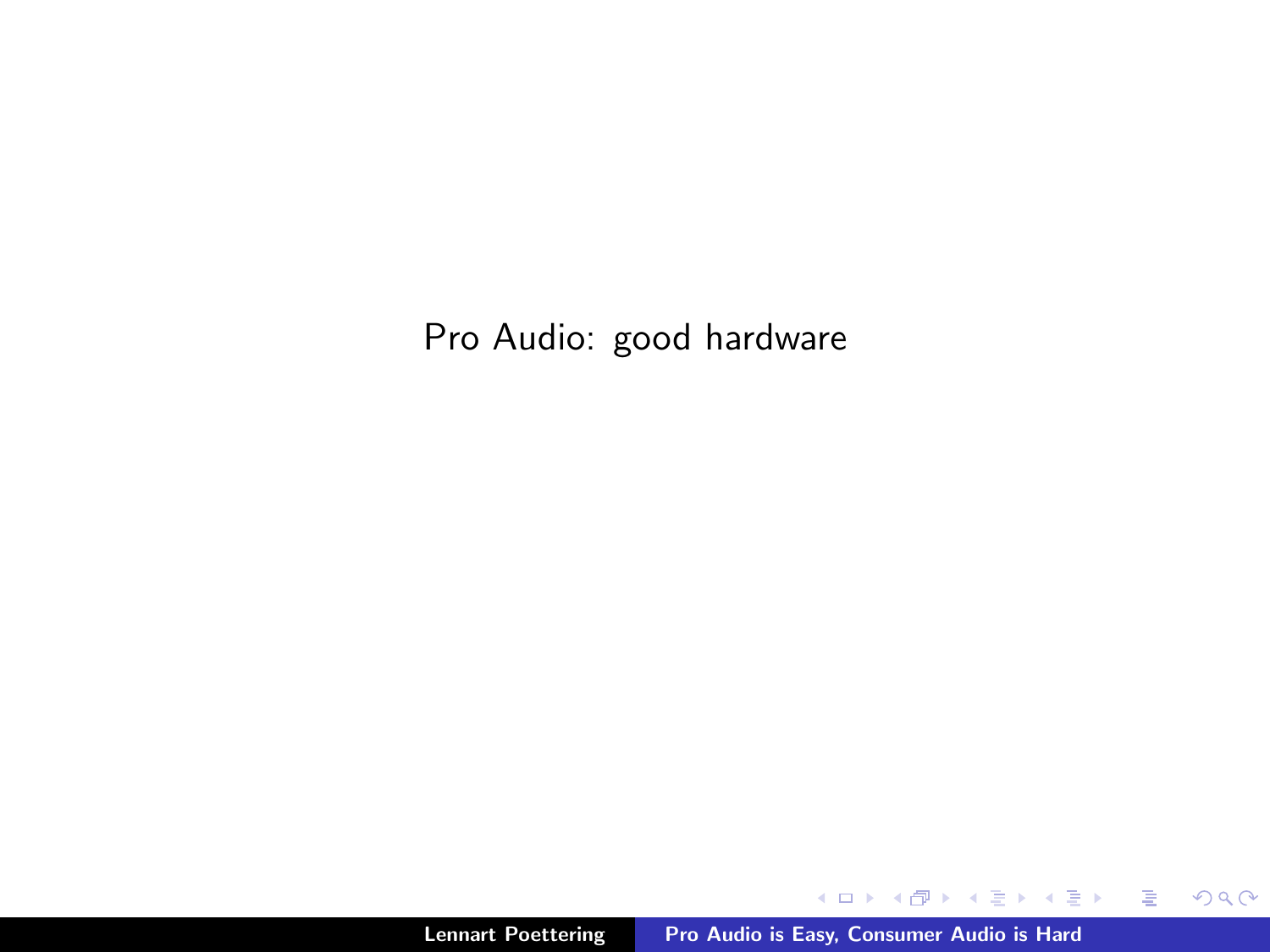Pro Audio: good hardware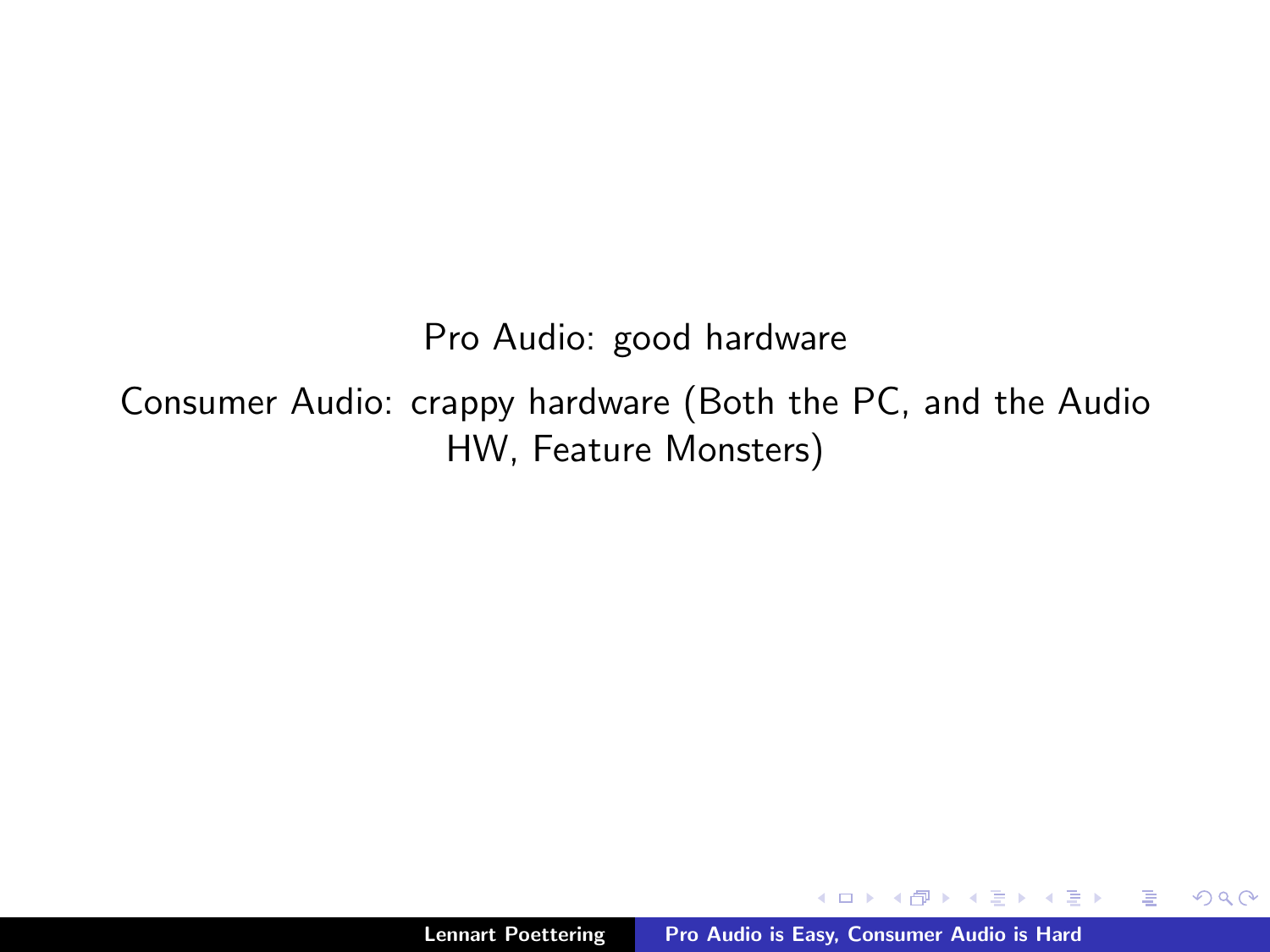Pro Audio: good hardware

Consumer Audio: crappy hardware (Both the PC, and the Audio HW, Feature Monsters)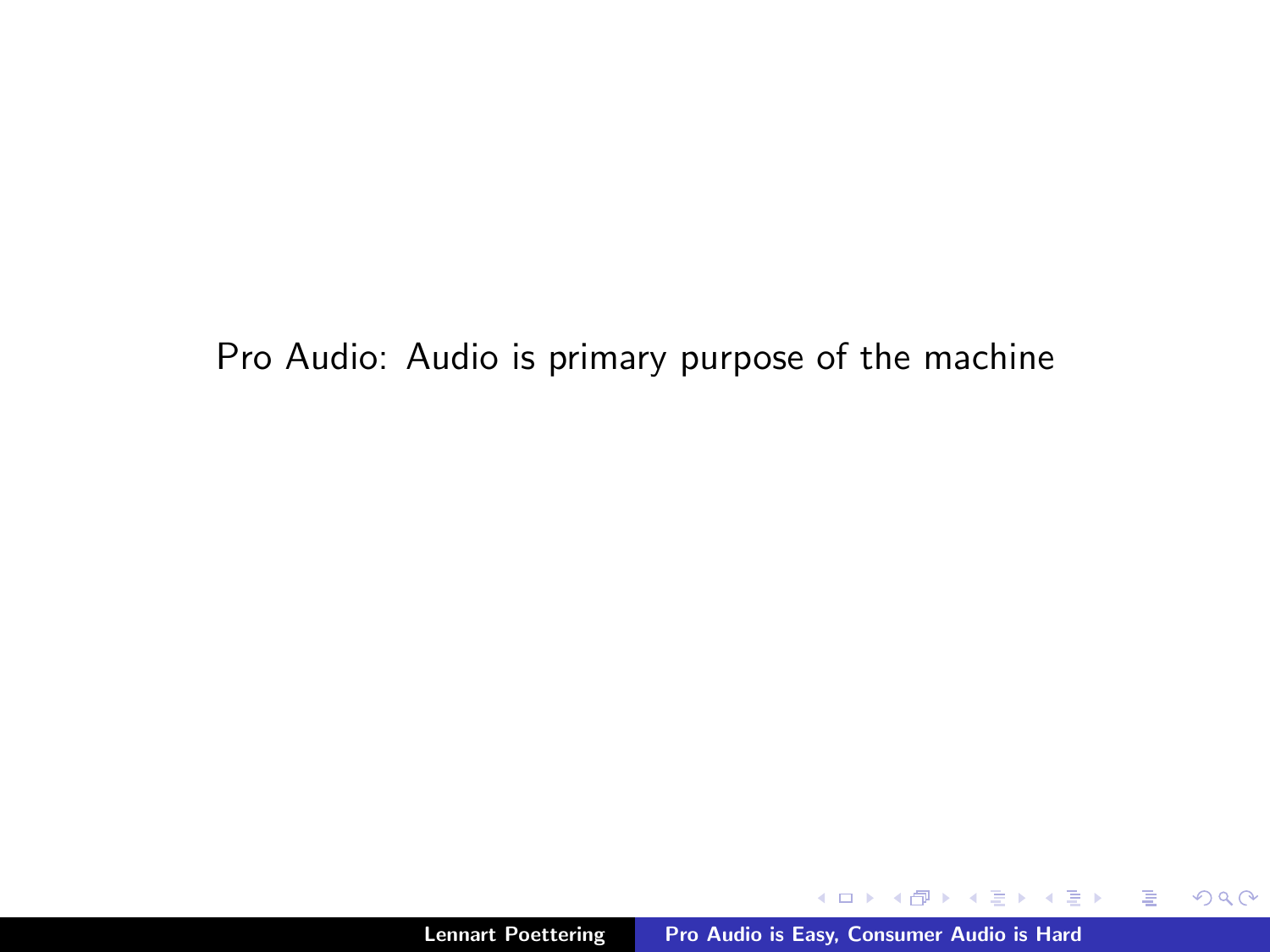Pro Audio: Audio is primary purpose of the machine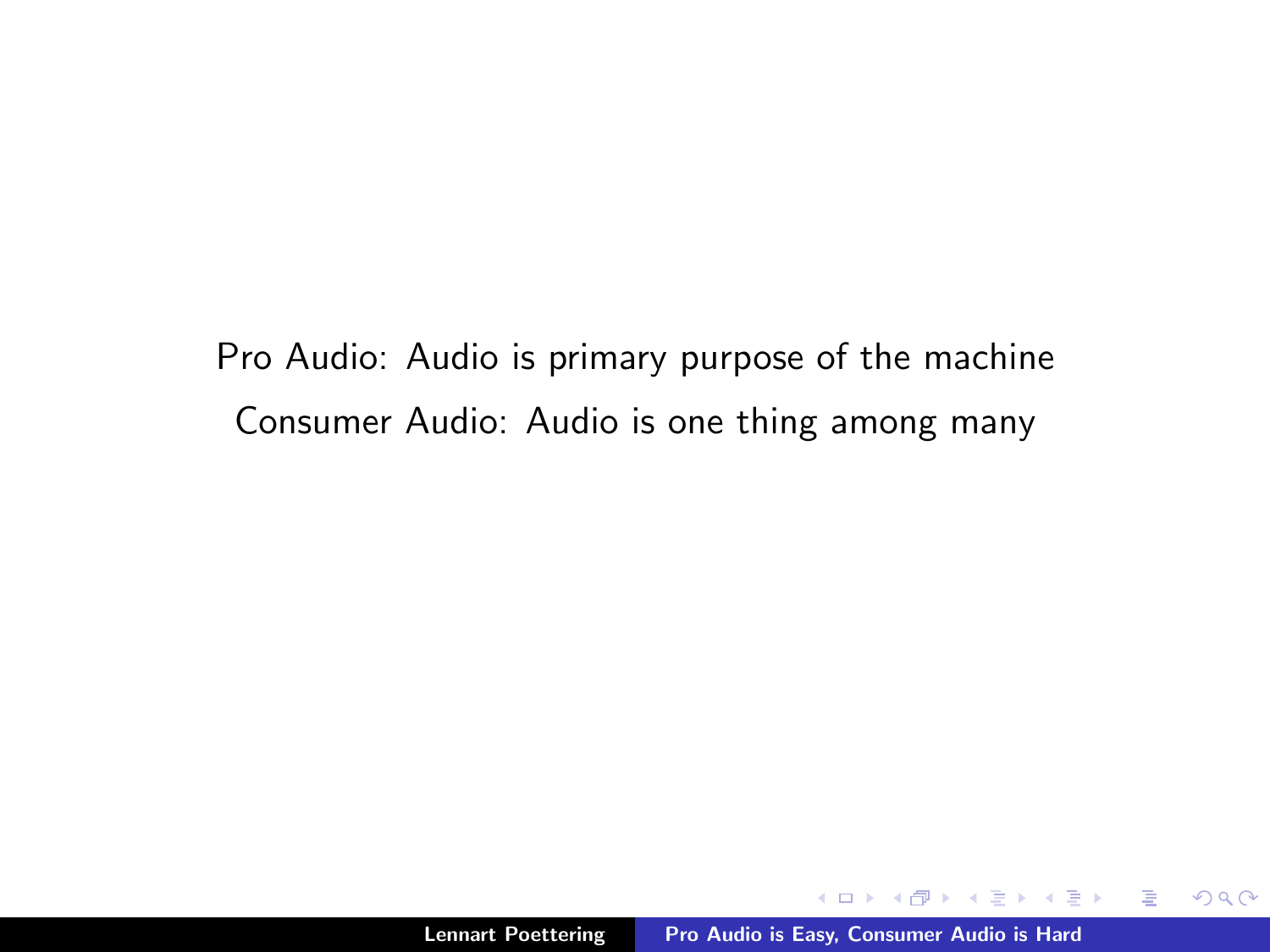Pro Audio: Audio is primary purpose of the machine

Consumer Audio: Audio is one thing among many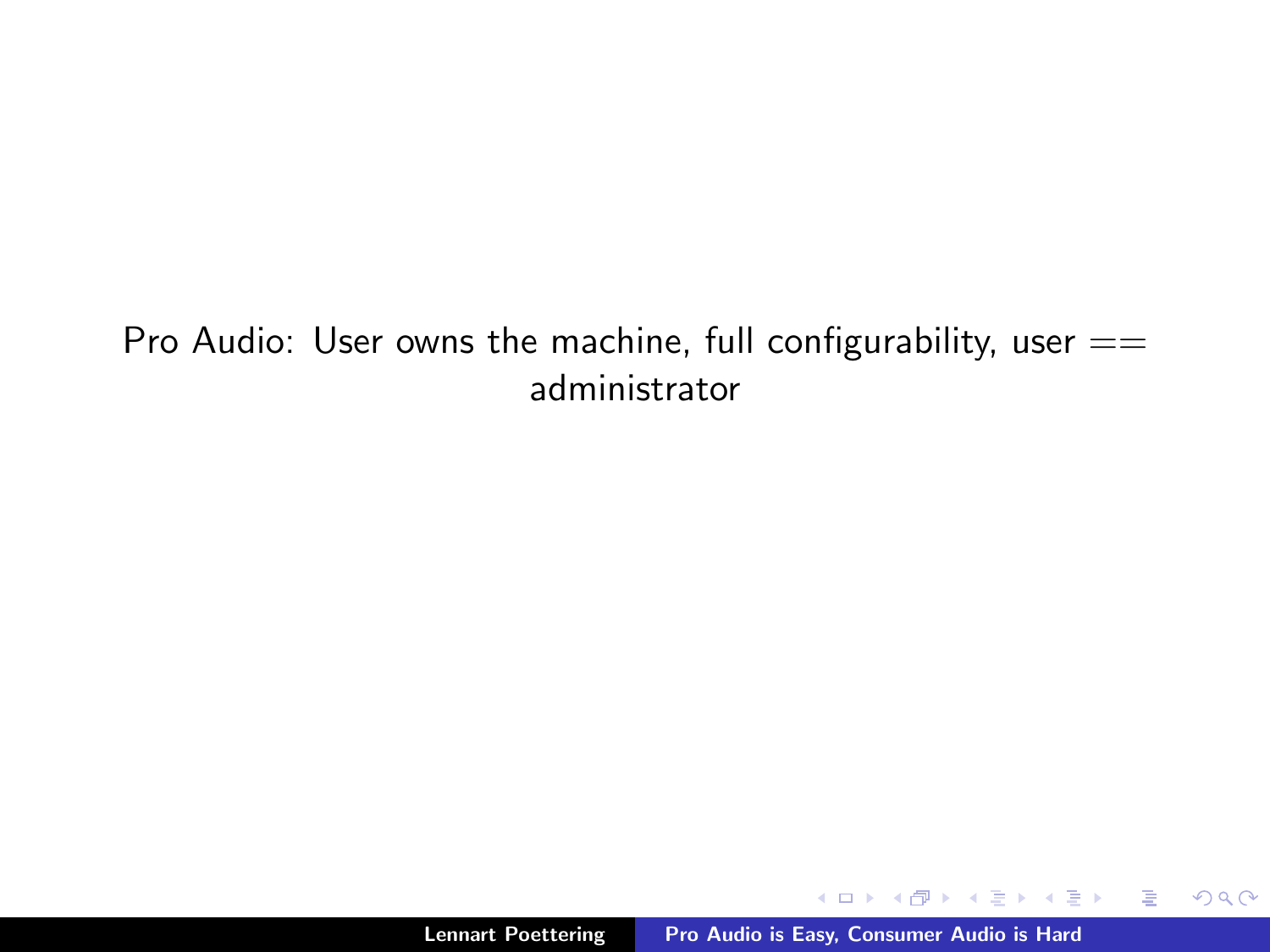Pro Audio: User owns the machine, full configurability, user == administrator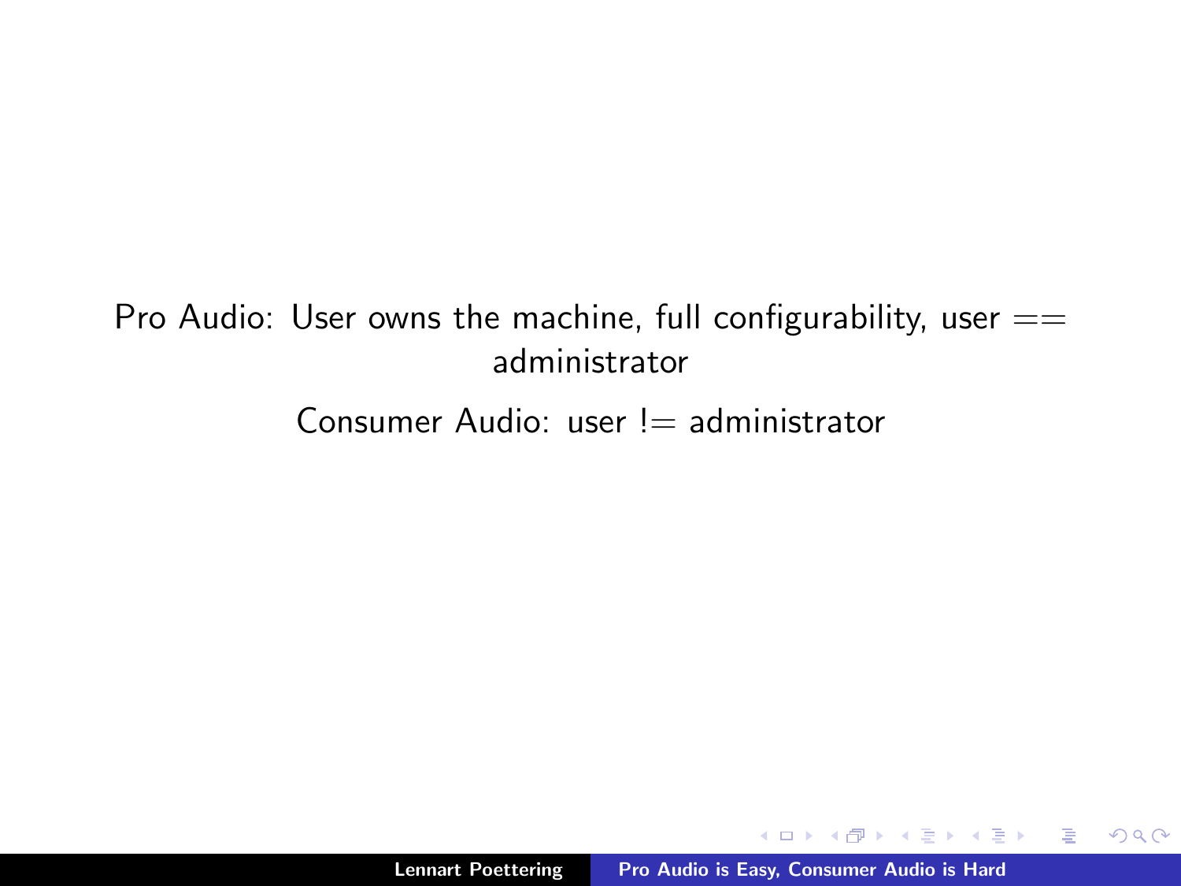Pro Audio: User owns the machine, full configurability, user == administrator

Consumer Audio: user != administrator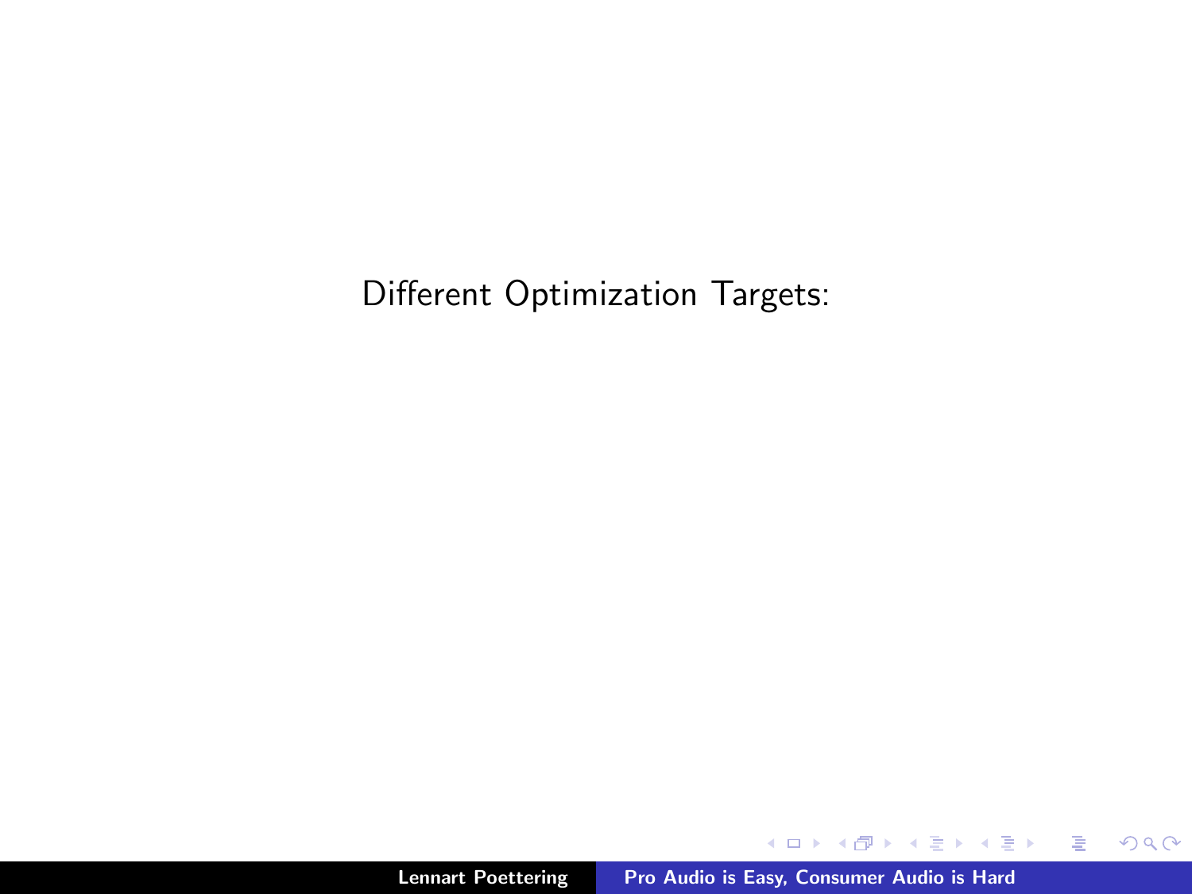Different Optimization Targets: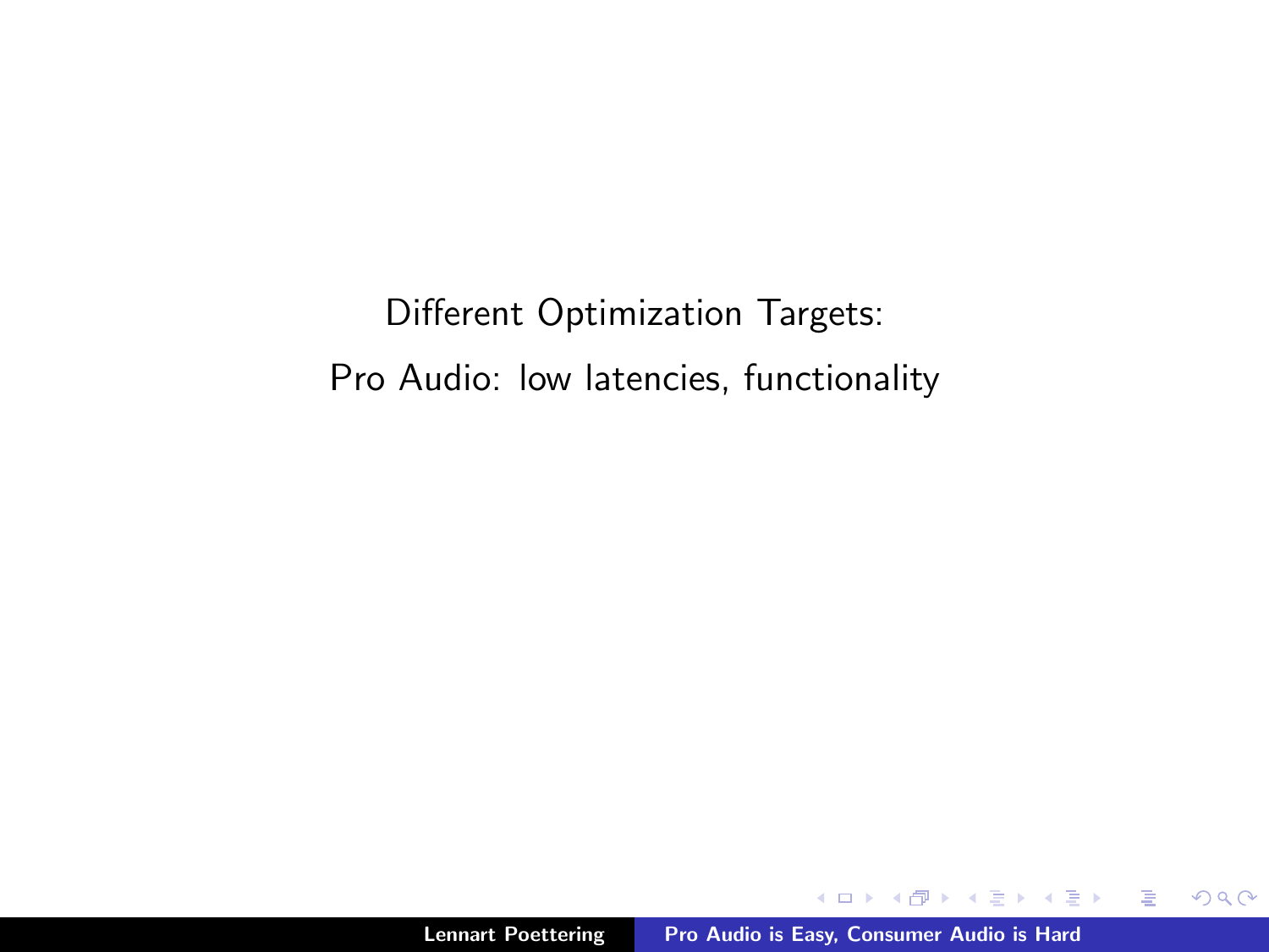Different Optimization Targets:

Pro Audio: low latencies, functionality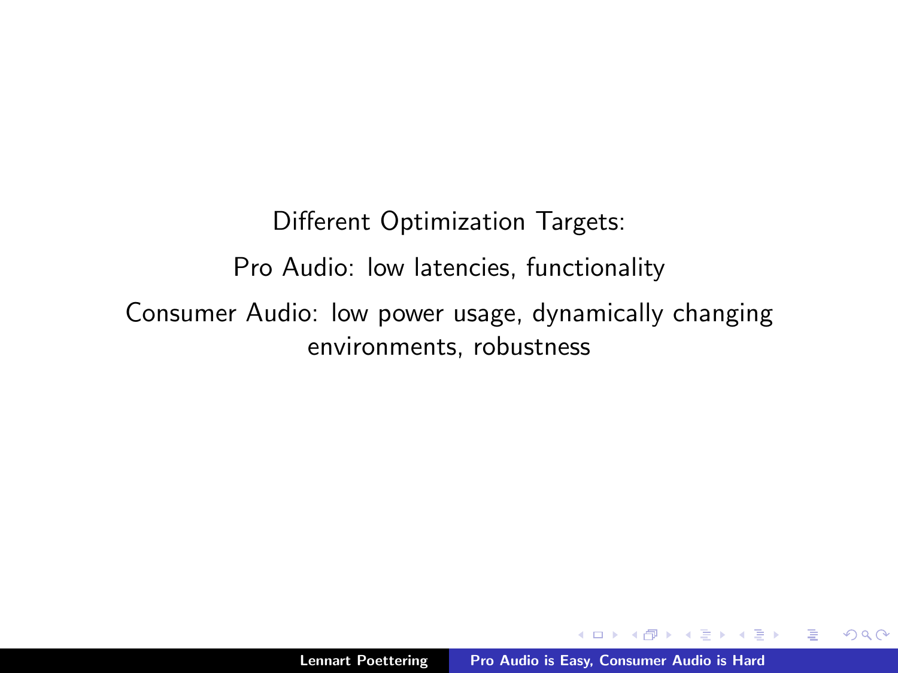Different Optimization Targets:

Pro Audio: low latencies, functionality

Consumer Audio: low power usage, dynamically changing environments, robustness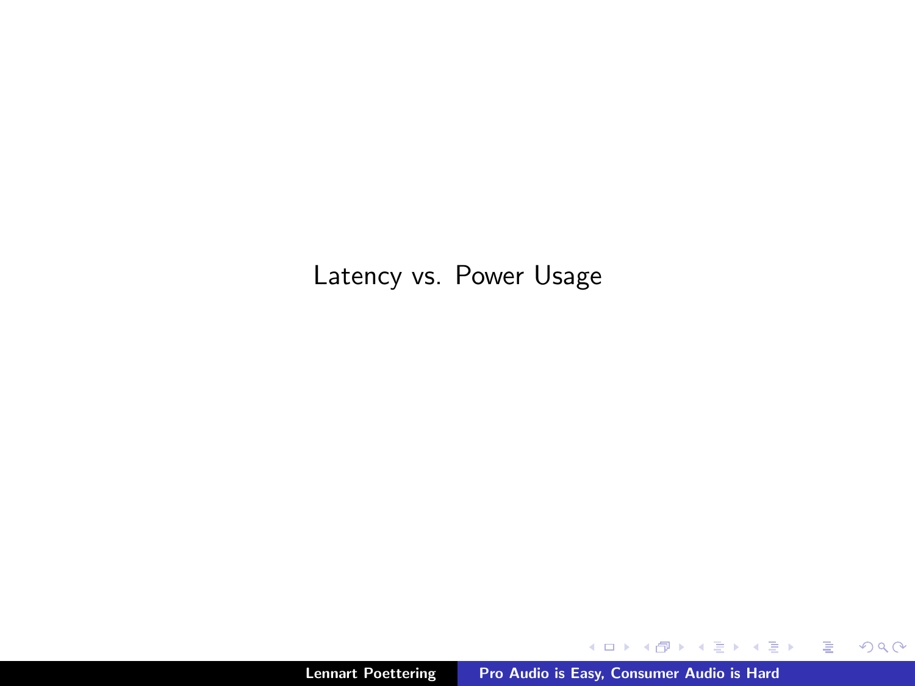# Latency vs. Power Usage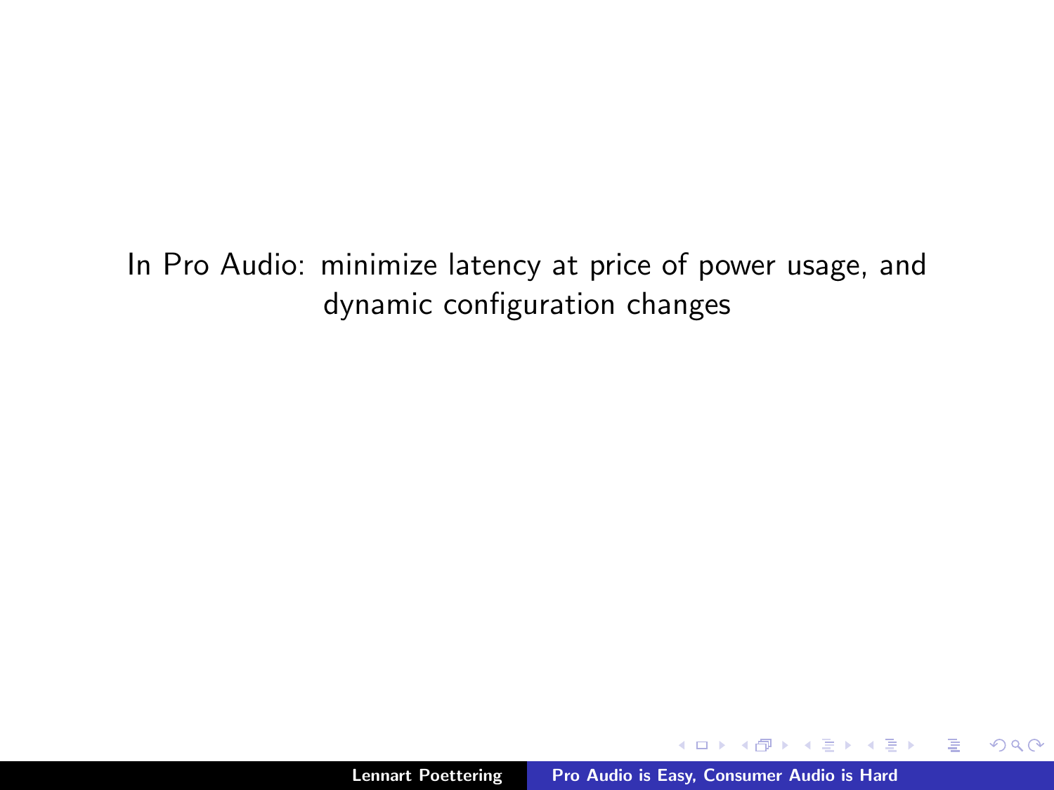In Pro Audio: minimize latency at price of power usage, and dynamic configuration changes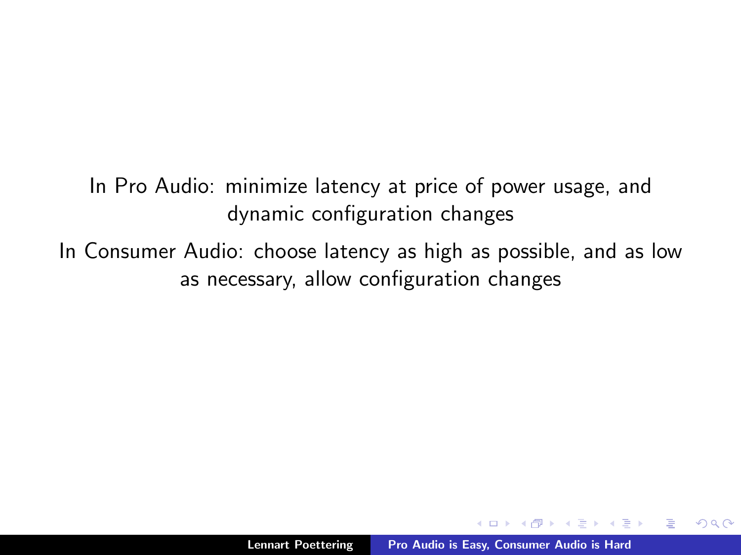In Pro Audio: minimize latency at price of power usage, and dynamic configuration changes

In Consumer Audio: choose latency as high as possible, and as low as necessary, allow configuration changes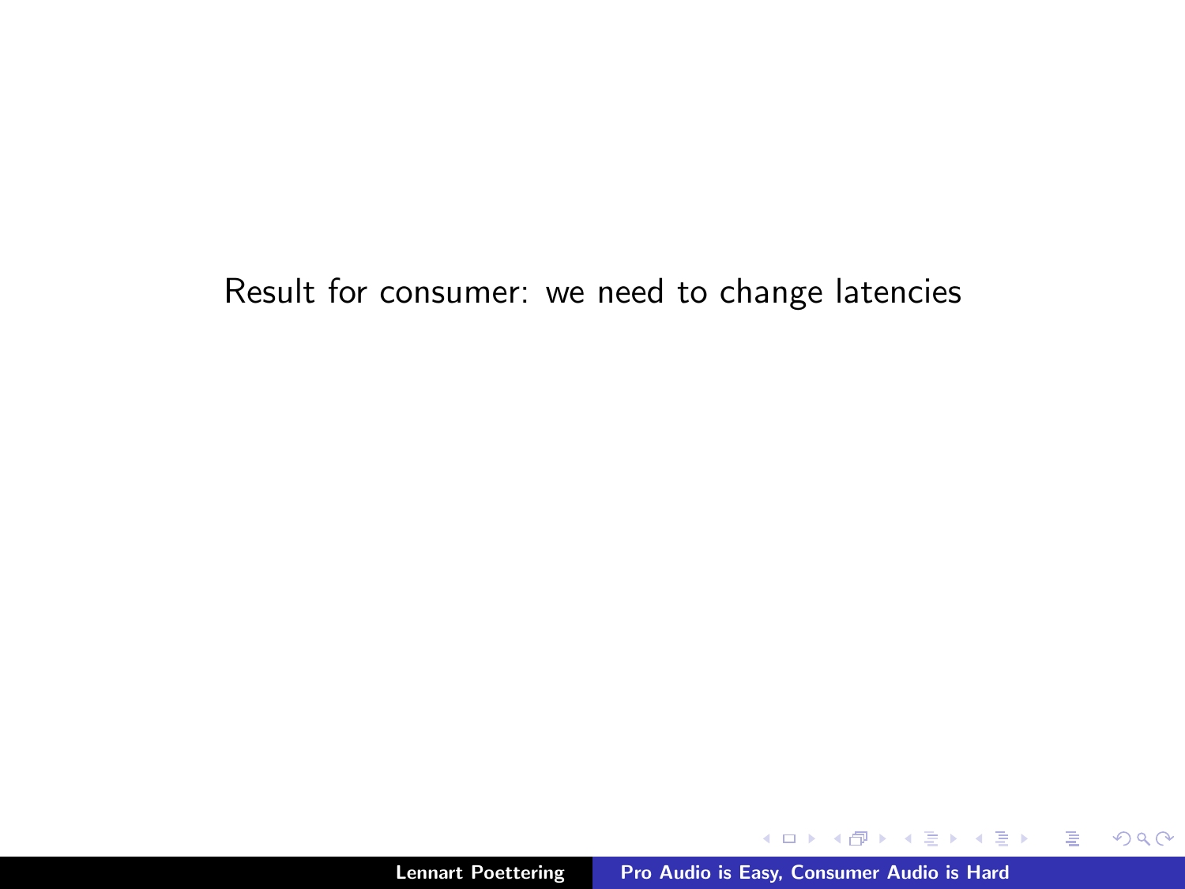Result for consumer: we need to change latencies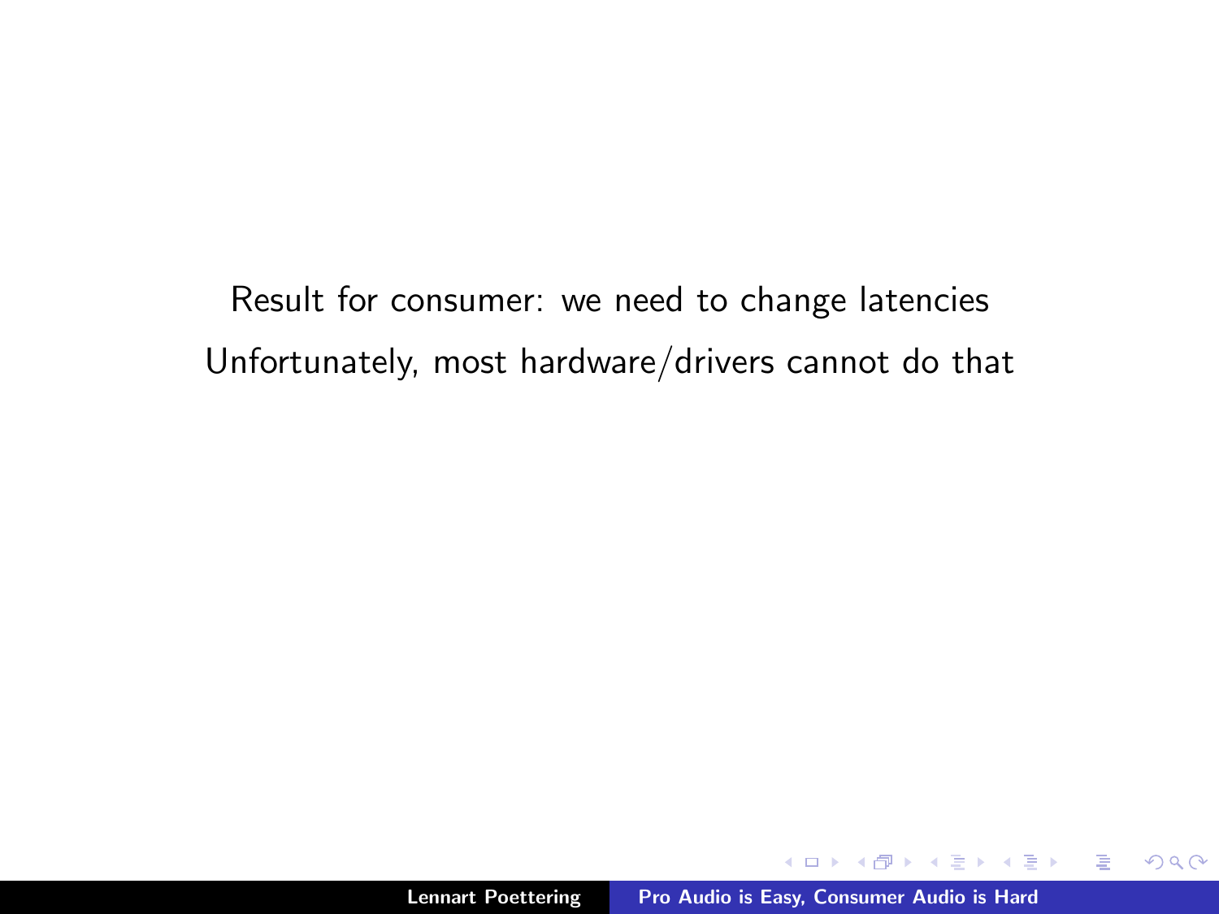Result for consumer: we need to change latencies

Unfortunately, most hardware/drivers cannot do that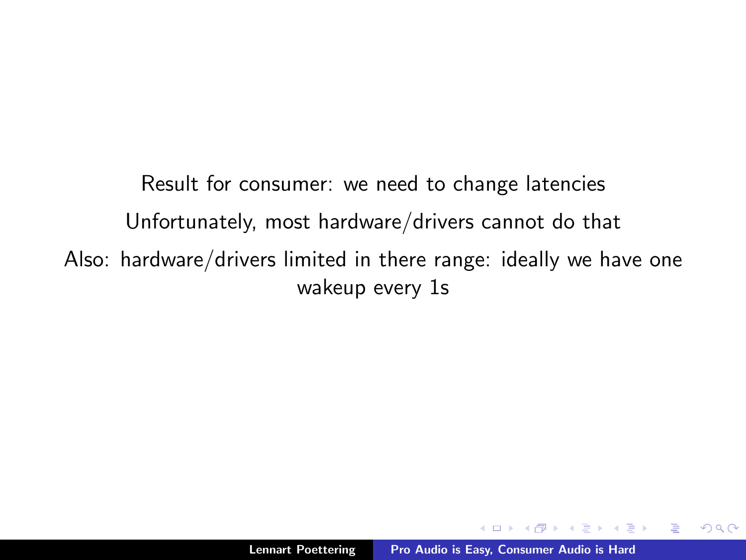Result for consumer: we need to change latencies

Unfortunately, most hardware/drivers cannot do that

Also: hardware/drivers limited in there range: ideally we have one wakeup every 1s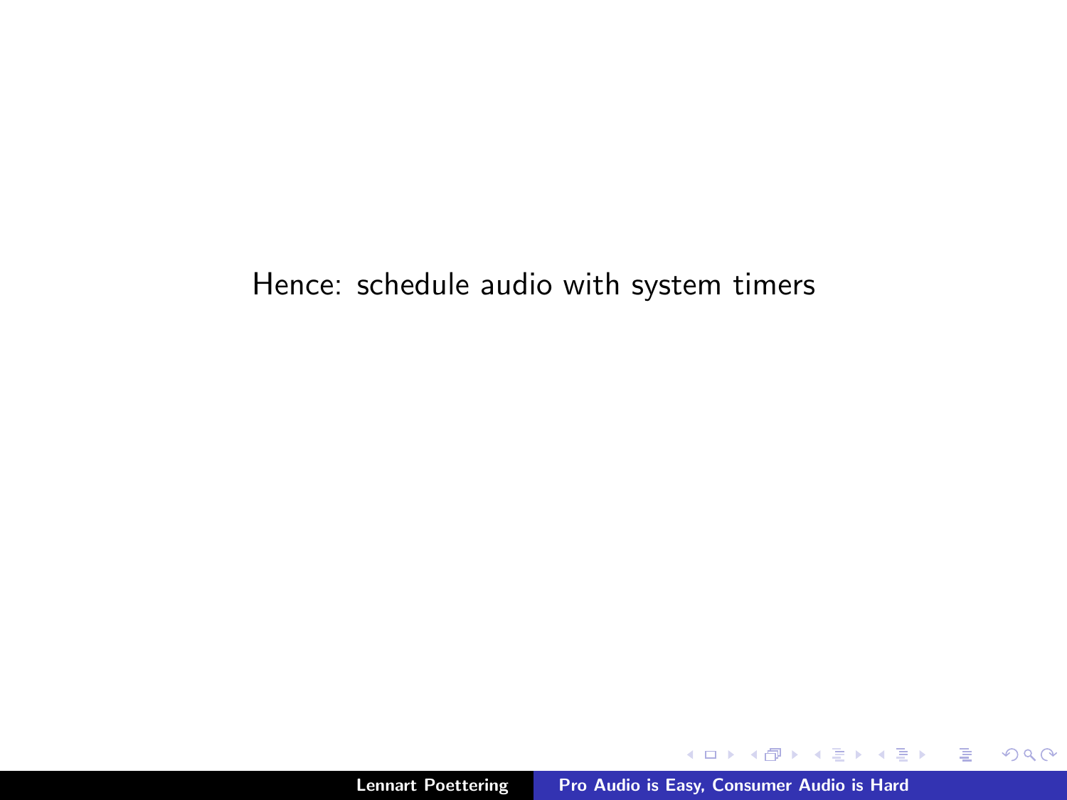Hence: schedule audio with system timers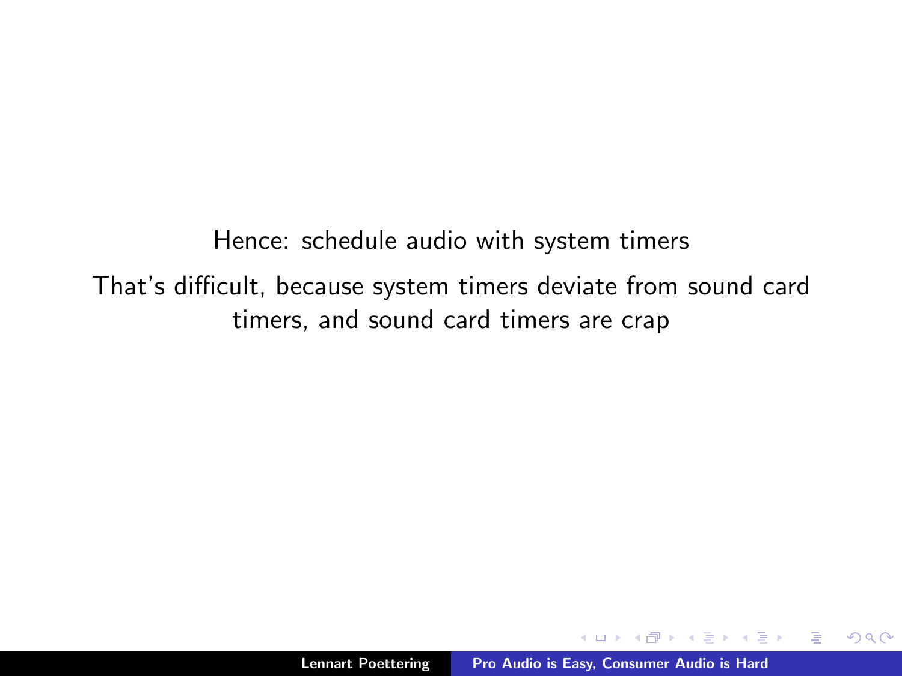Hence: schedule audio with system timers

That's difficult, because system timers deviate from sound card timers, and sound card timers are crap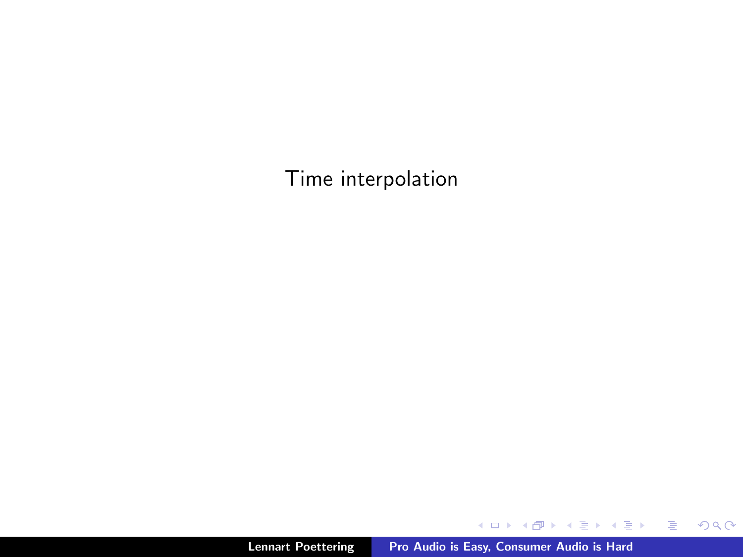# Time interpolation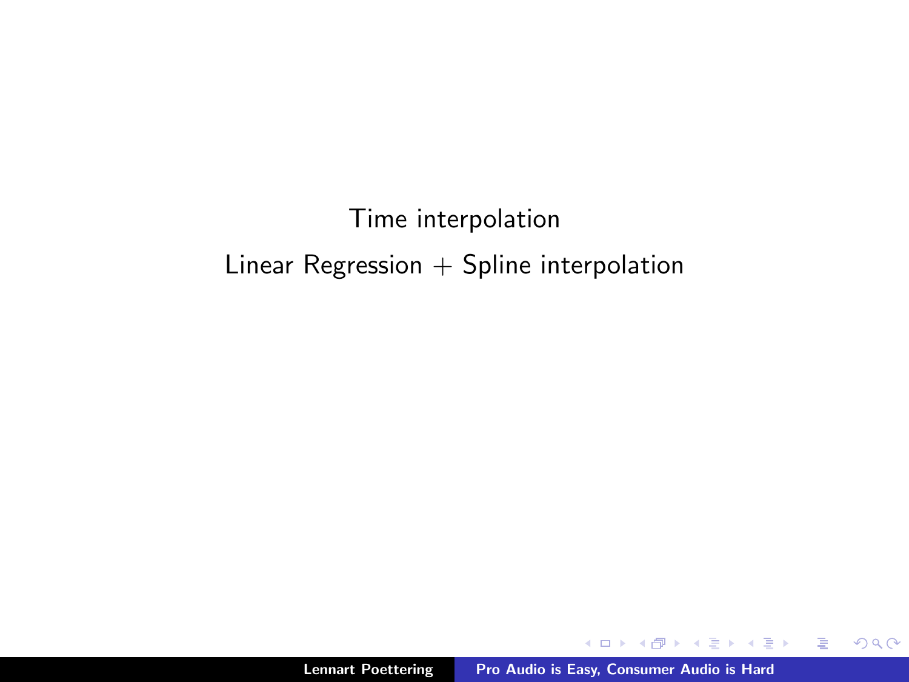Time interpolation

Linear Regression + Spline interpolation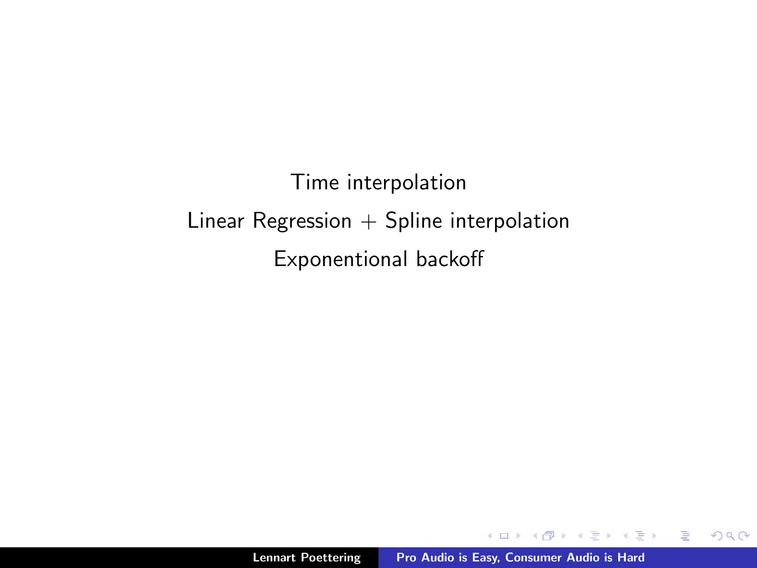Time interpolation

Linear Regression + Spline interpolation

Exponentional backoff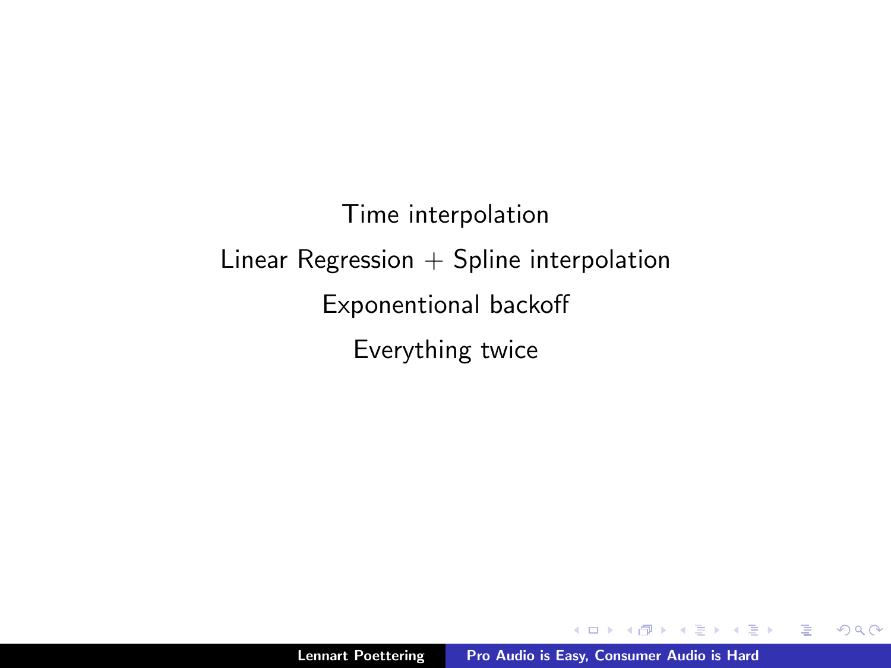Time interpolation

Linear Regression + Spline interpolation

Exponentional backoff

Everything twice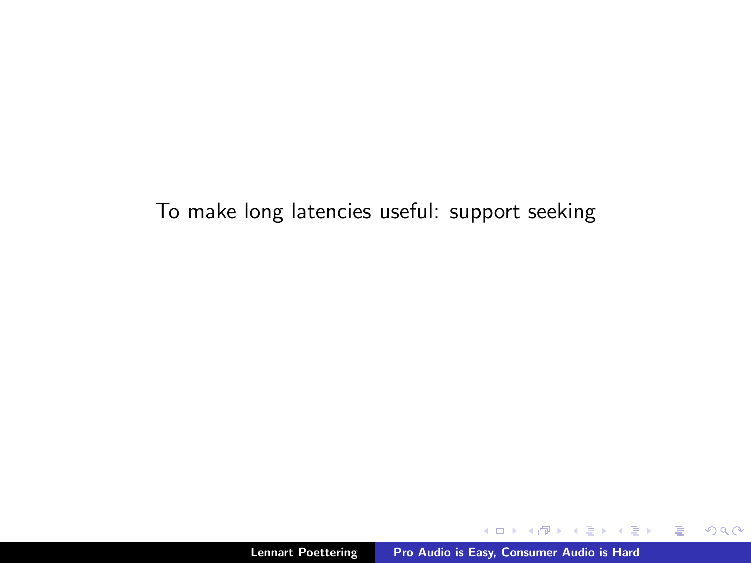To make long latencies useful: support seeking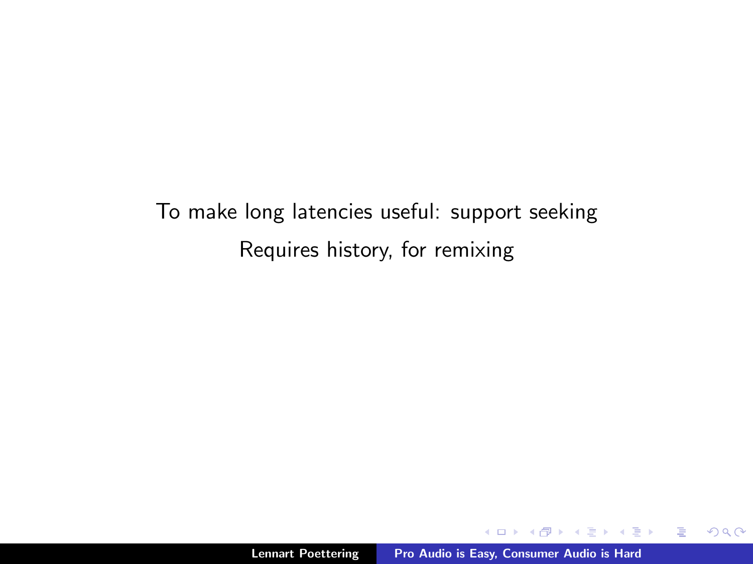To make long latencies useful: support seeking

Requires history, for remixing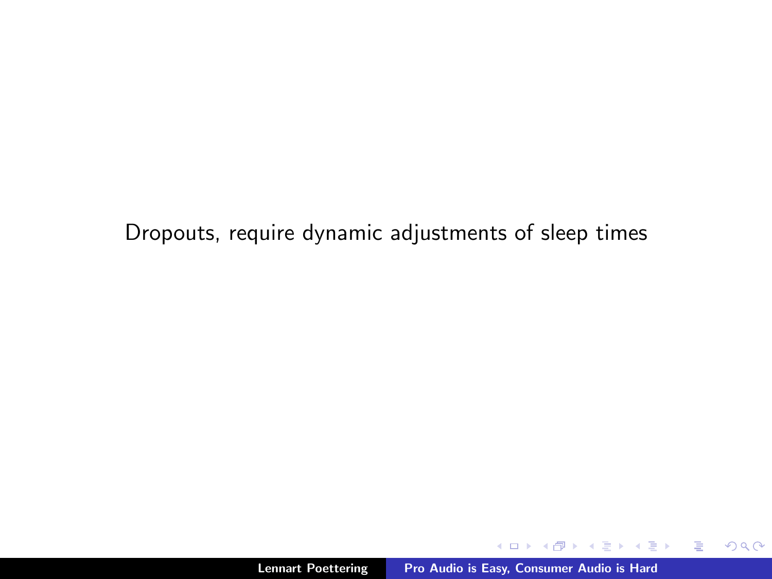Dropouts, require dynamic adjustments of sleep times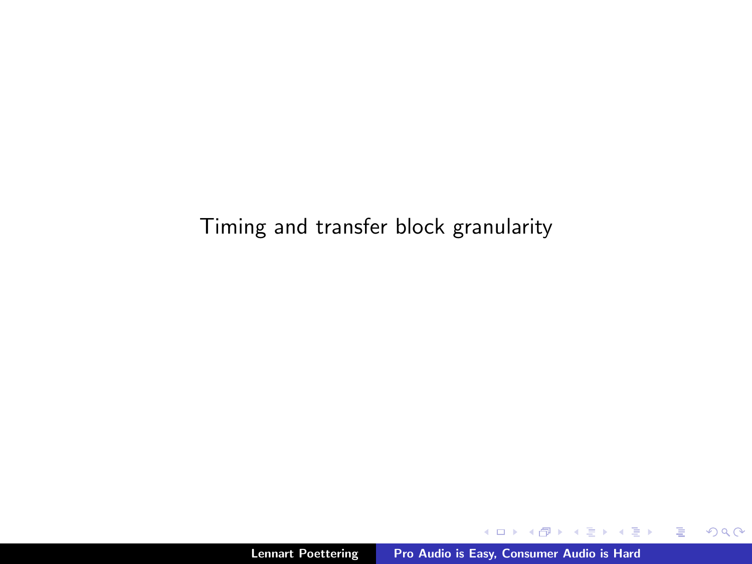Timing and transfer block granularity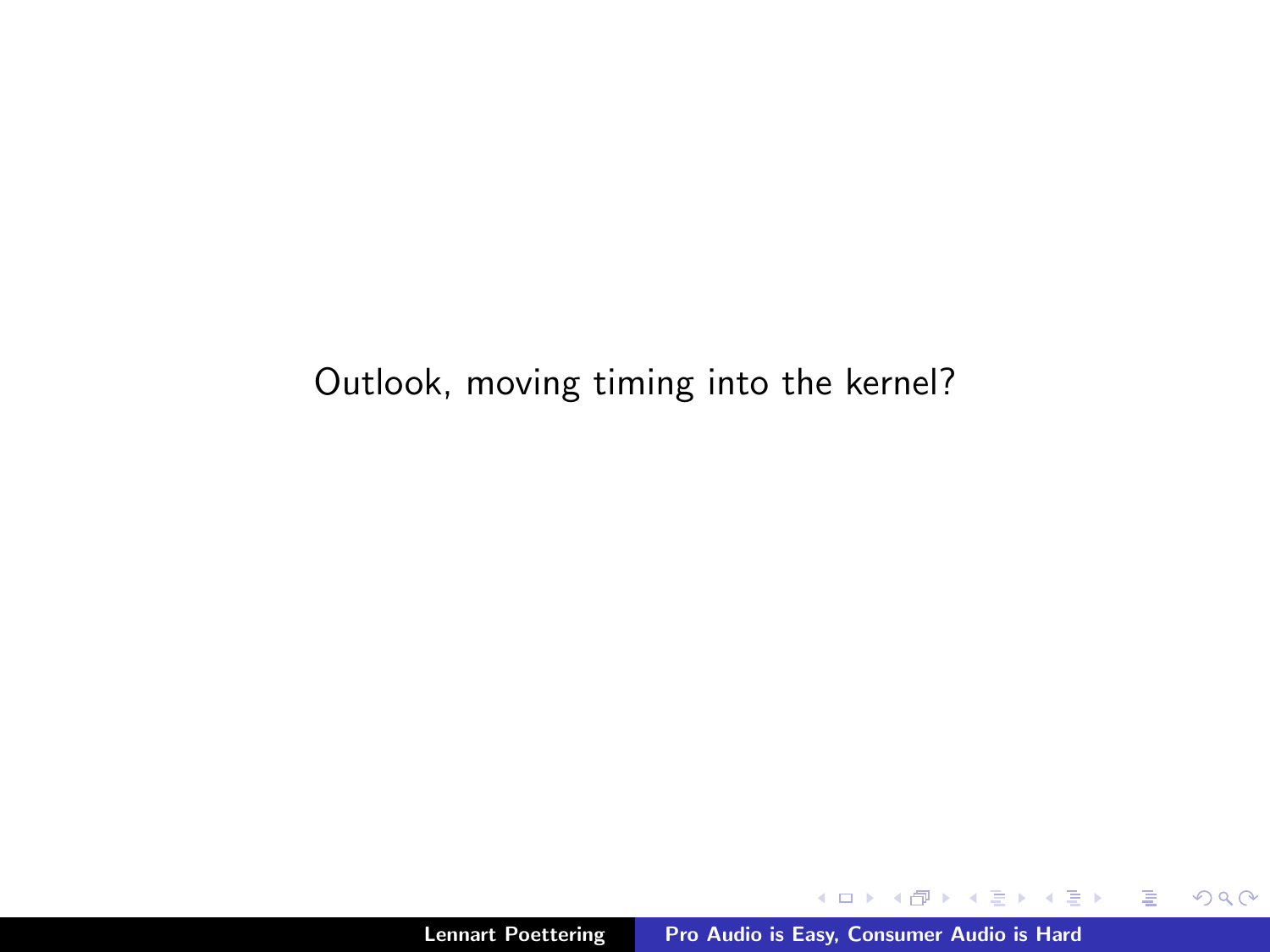Outlook, moving timing into the kernel?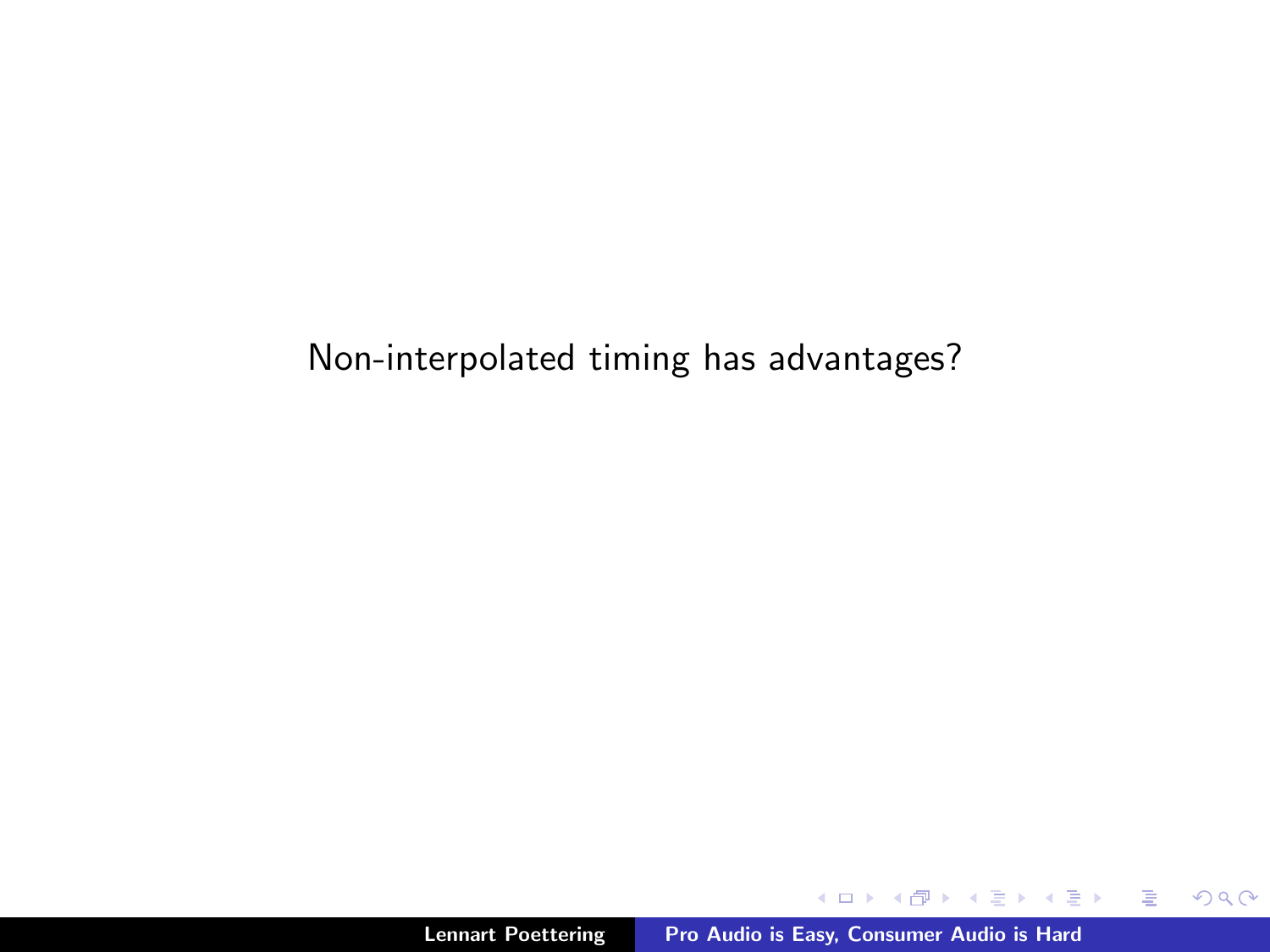Non-interpolated timing has advantages?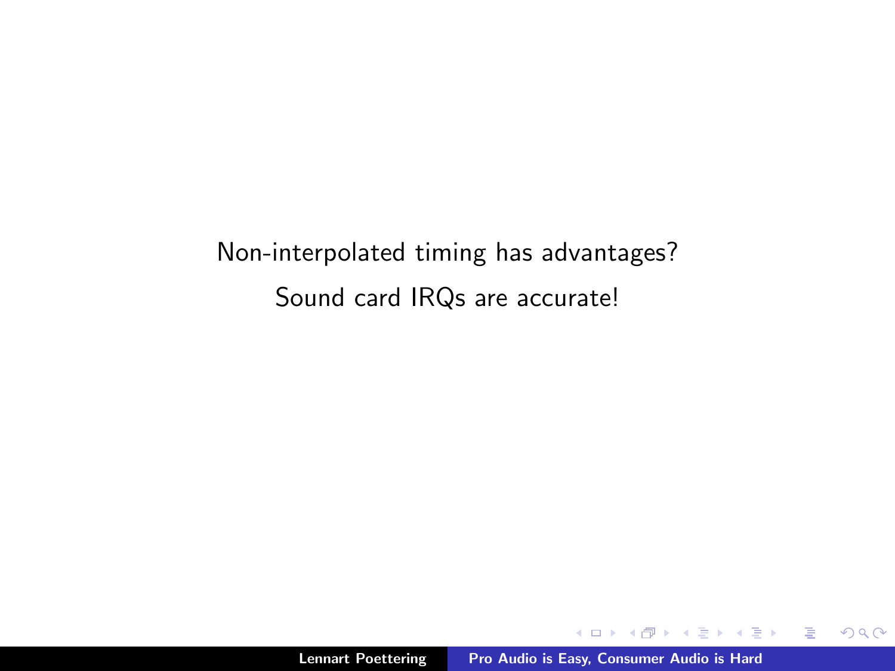Non-interpolated timing has advantages?

Sound card IRQs are accurate!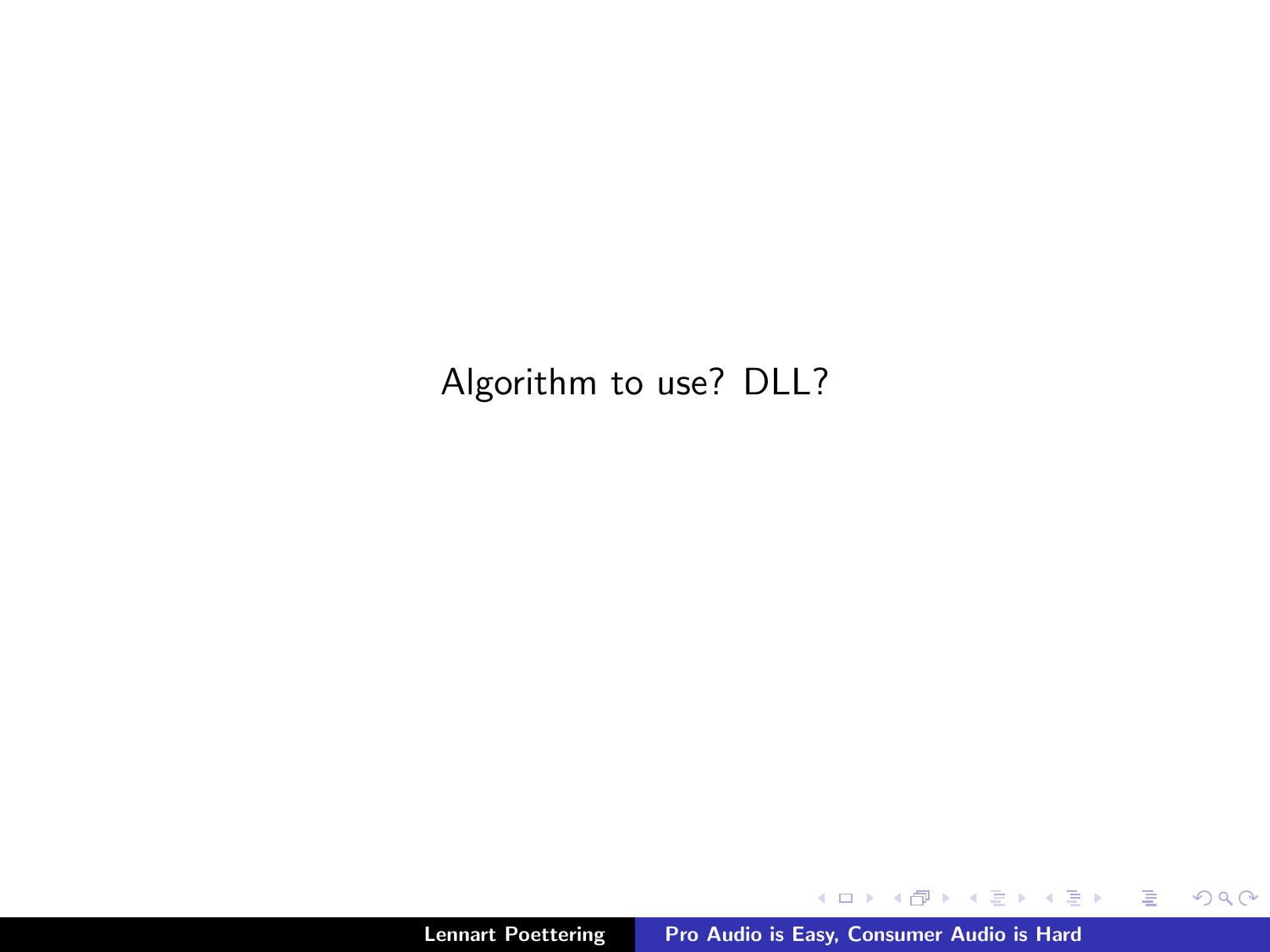Algorithm to use? DLL?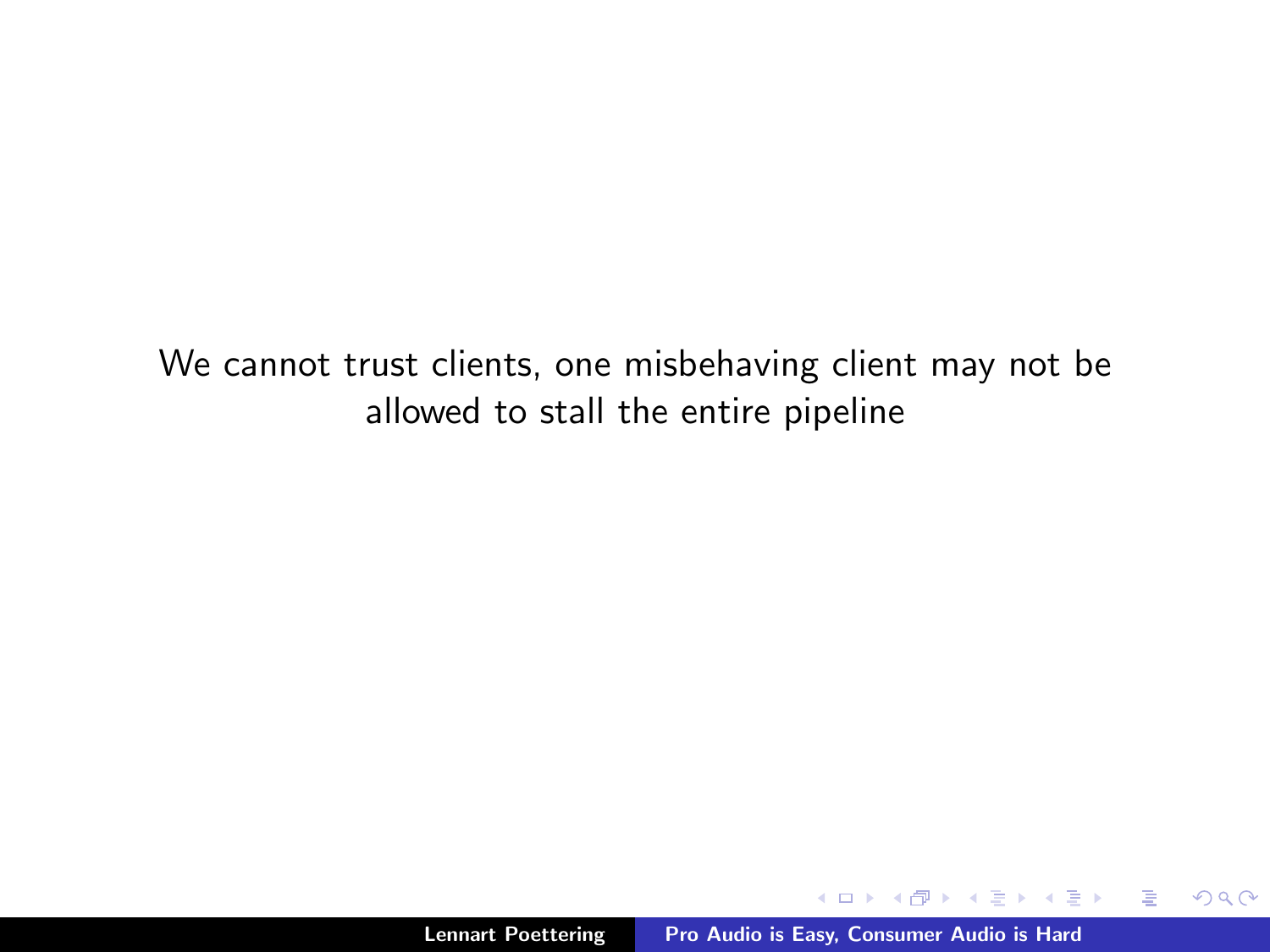We cannot trust clients, one misbehaving client may not be allowed to stall the entire pipeline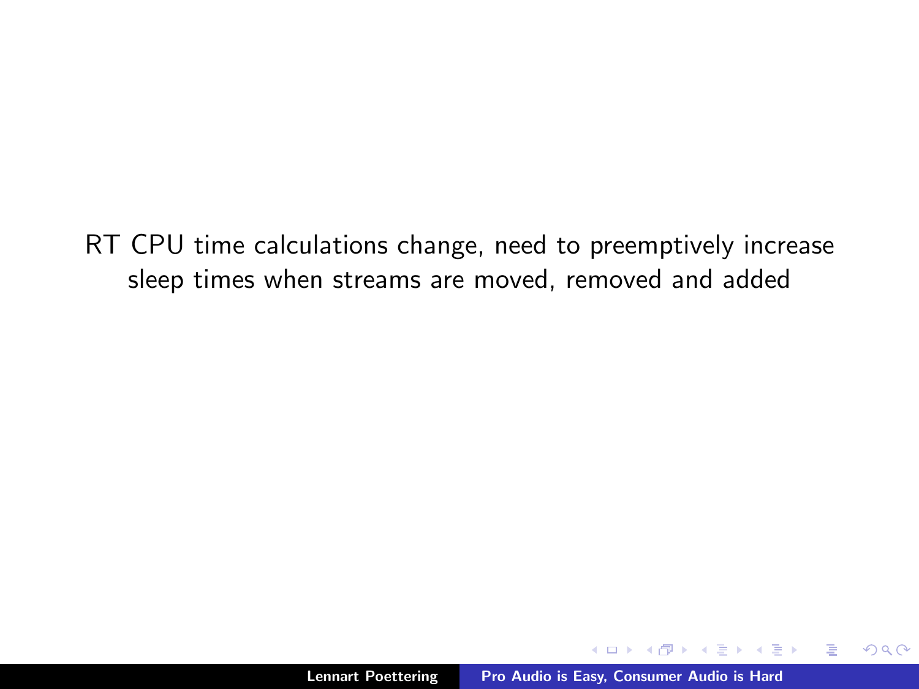RT CPU time calculations change, need to preemptively increase sleep times when streams are moved, removed and added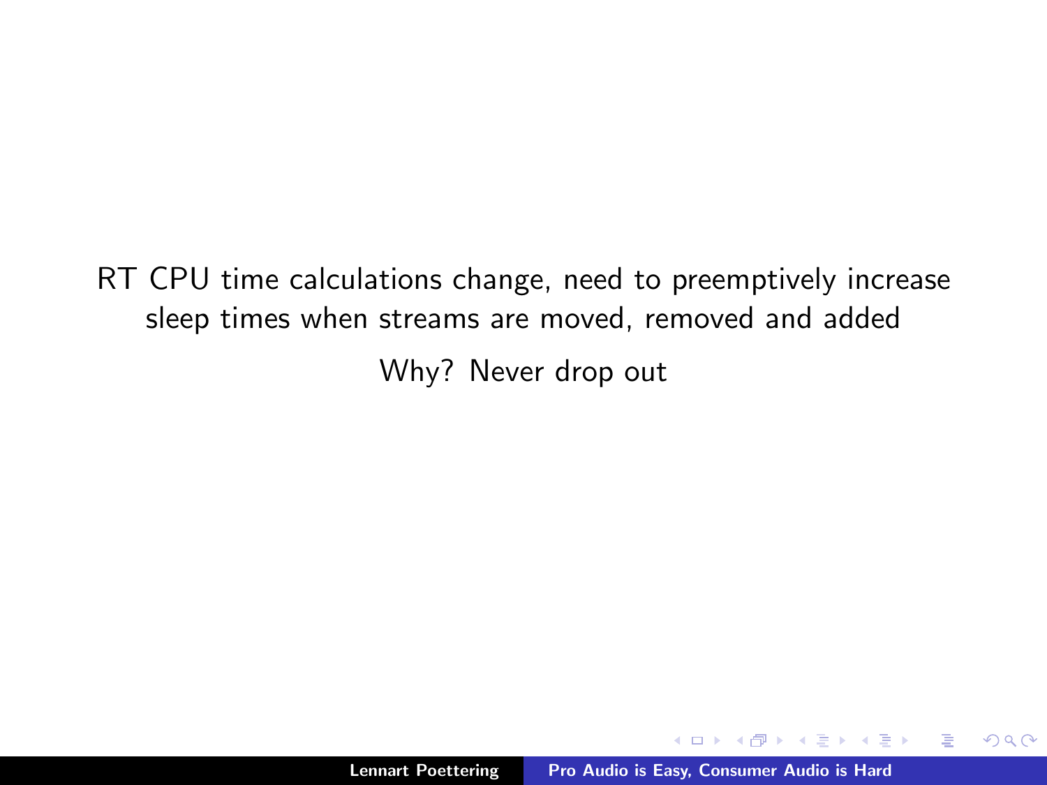RT CPU time calculations change, need to preemptively increase sleep times when streams are moved, removed and added

Why? Never drop out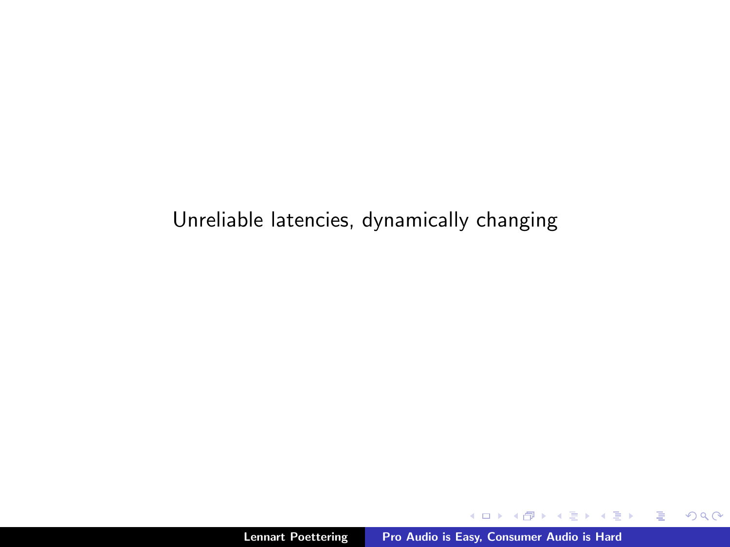Unreliable latencies, dynamically changing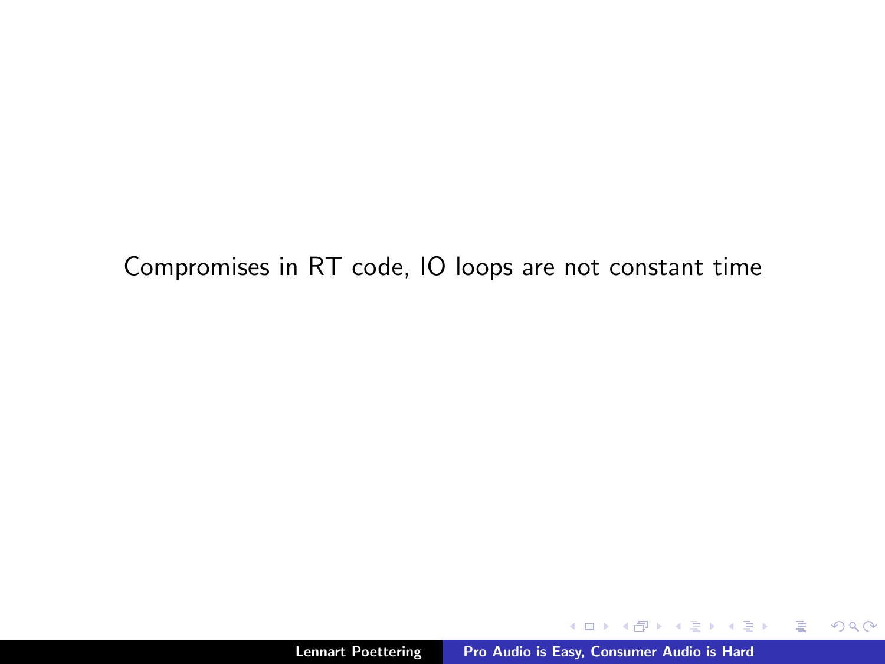Compromises in RT code, IO loops are not constant time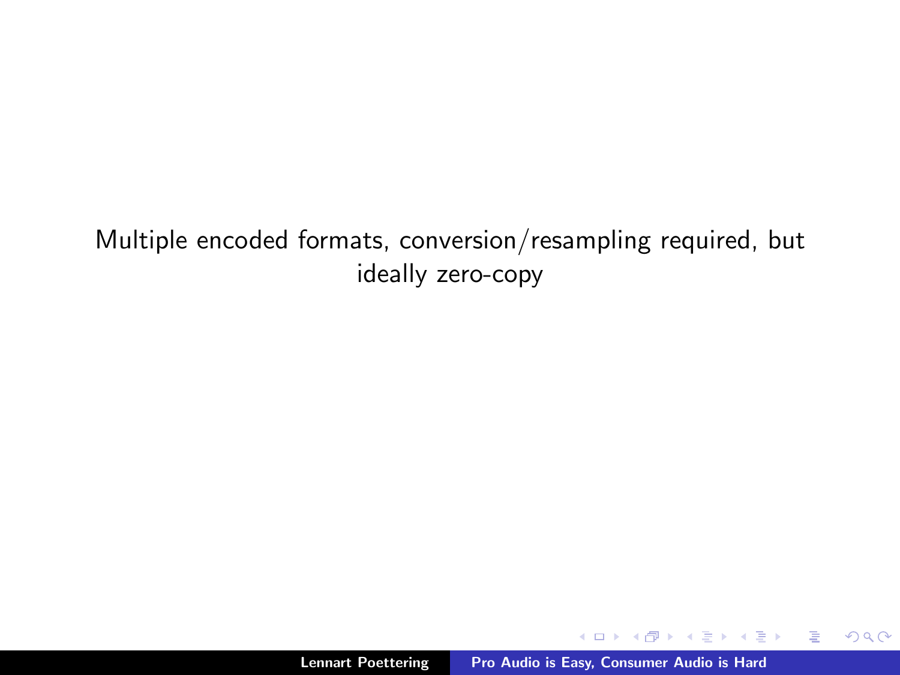Multiple encoded formats, conversion/resampling required, but ideally zero-copy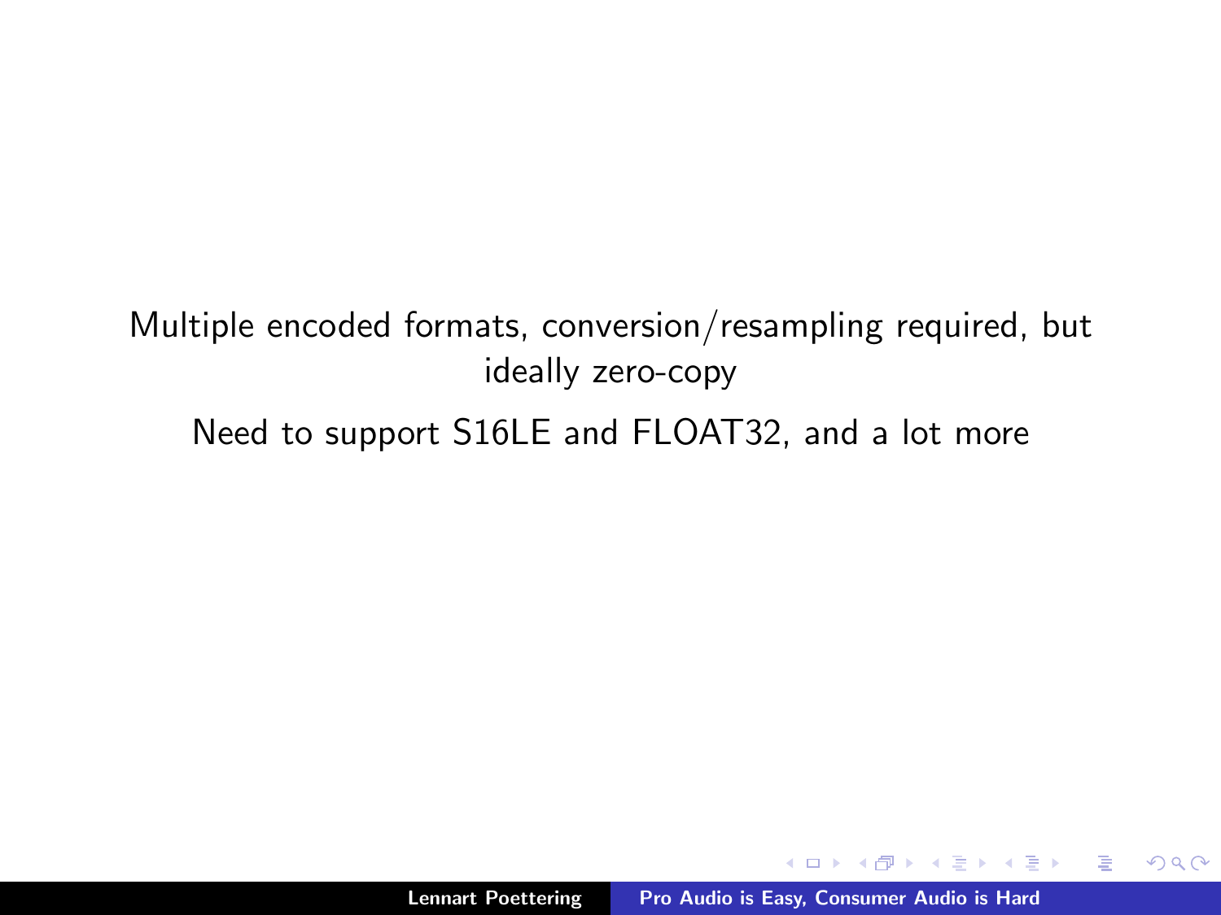Multiple encoded formats, conversion/resampling required, but ideally zero-copy

Need to support S16LE and FLOAT32, and a lot more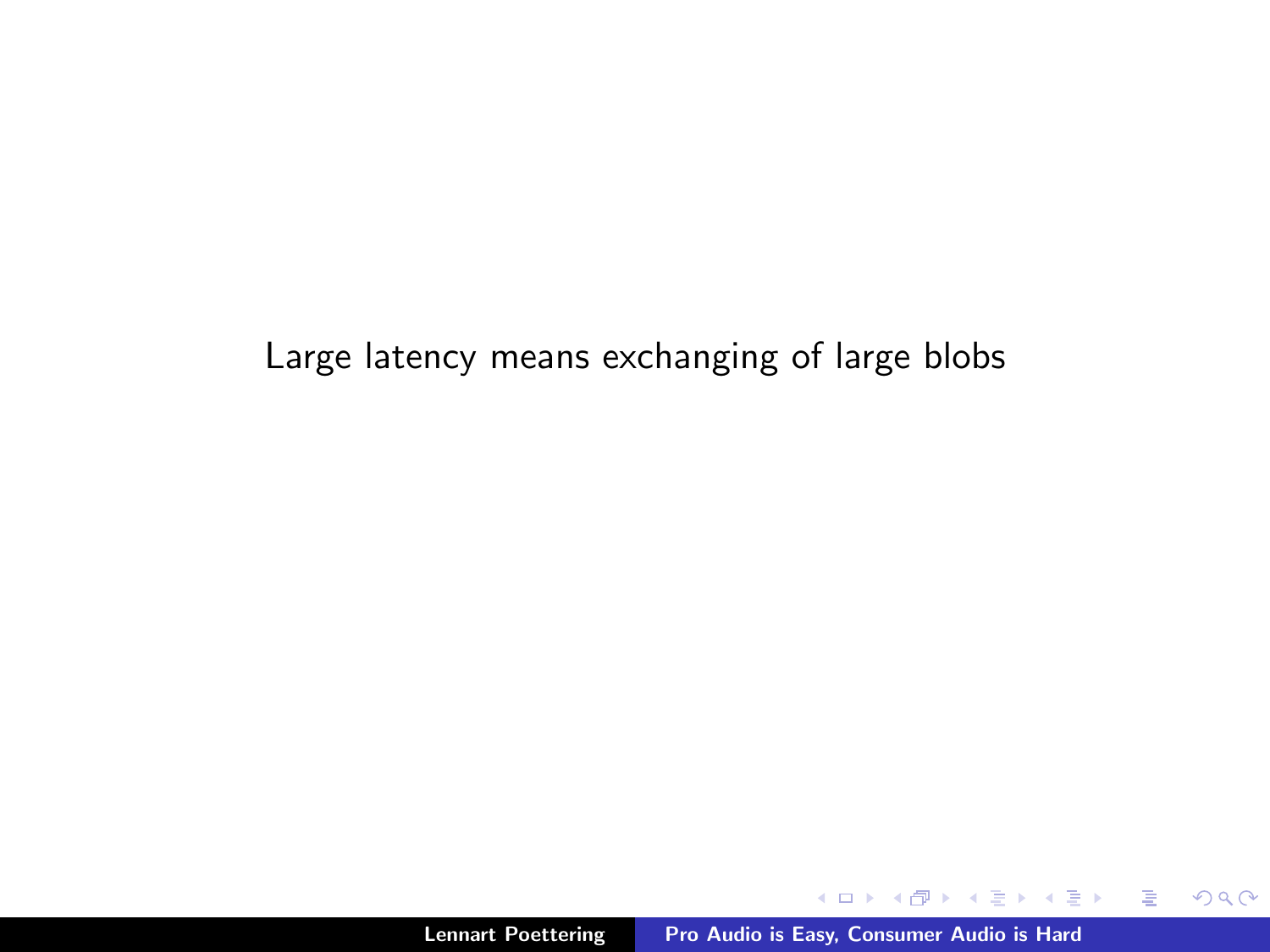Large latency means exchanging of large blobs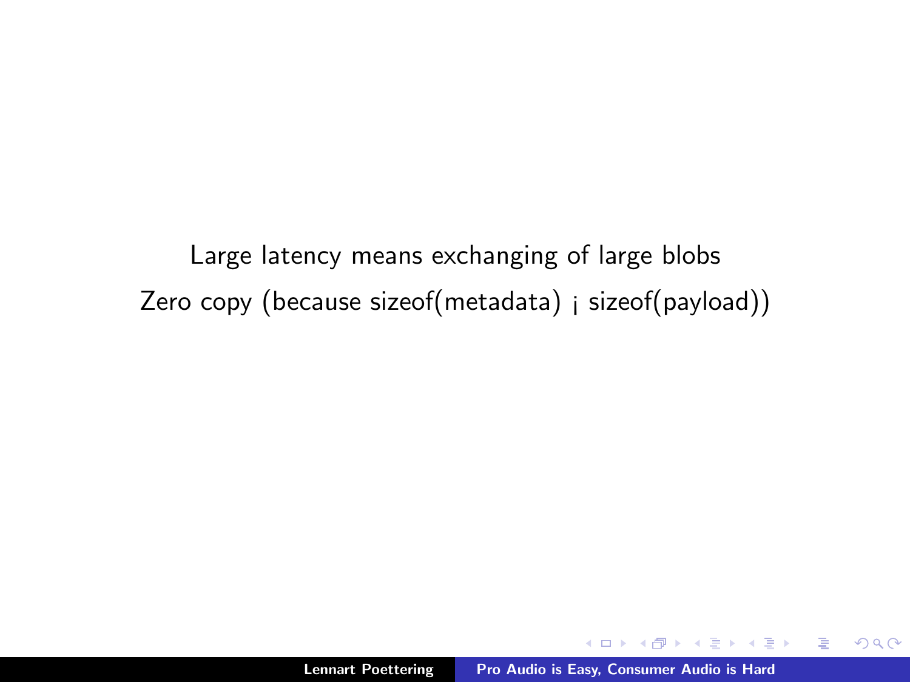Large latency means exchanging of large blobs

Zero copy (because sizeof(metadata) ¡ sizeof(payload))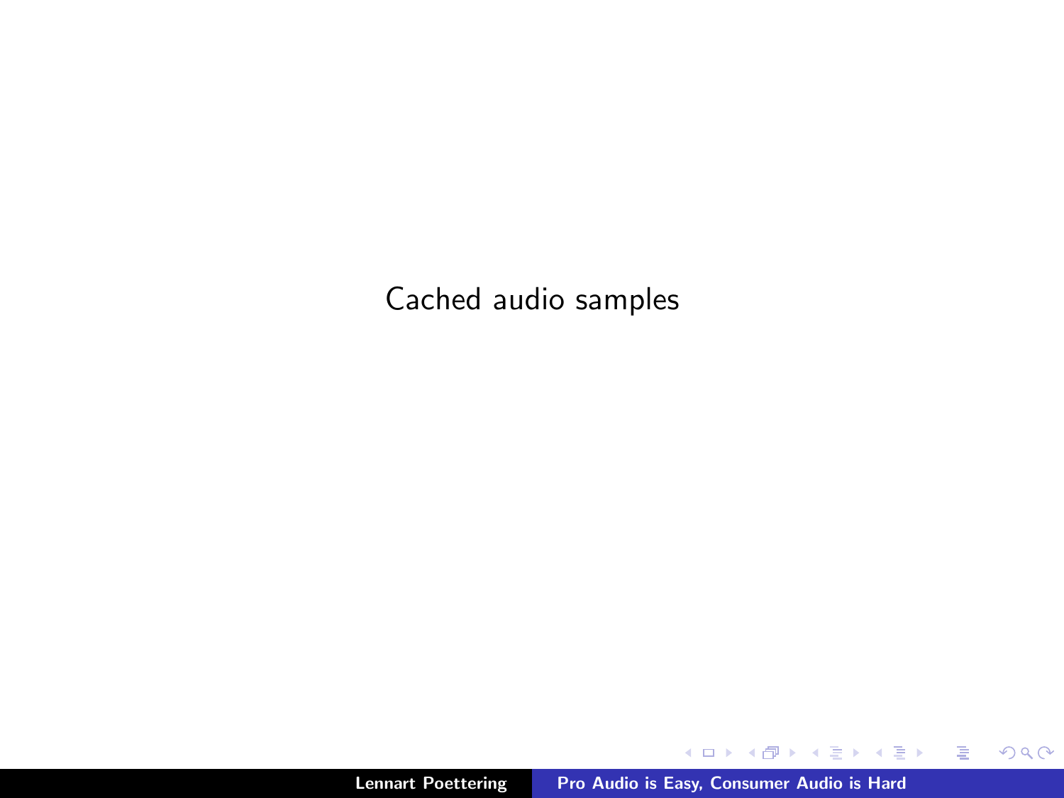Cached audio samples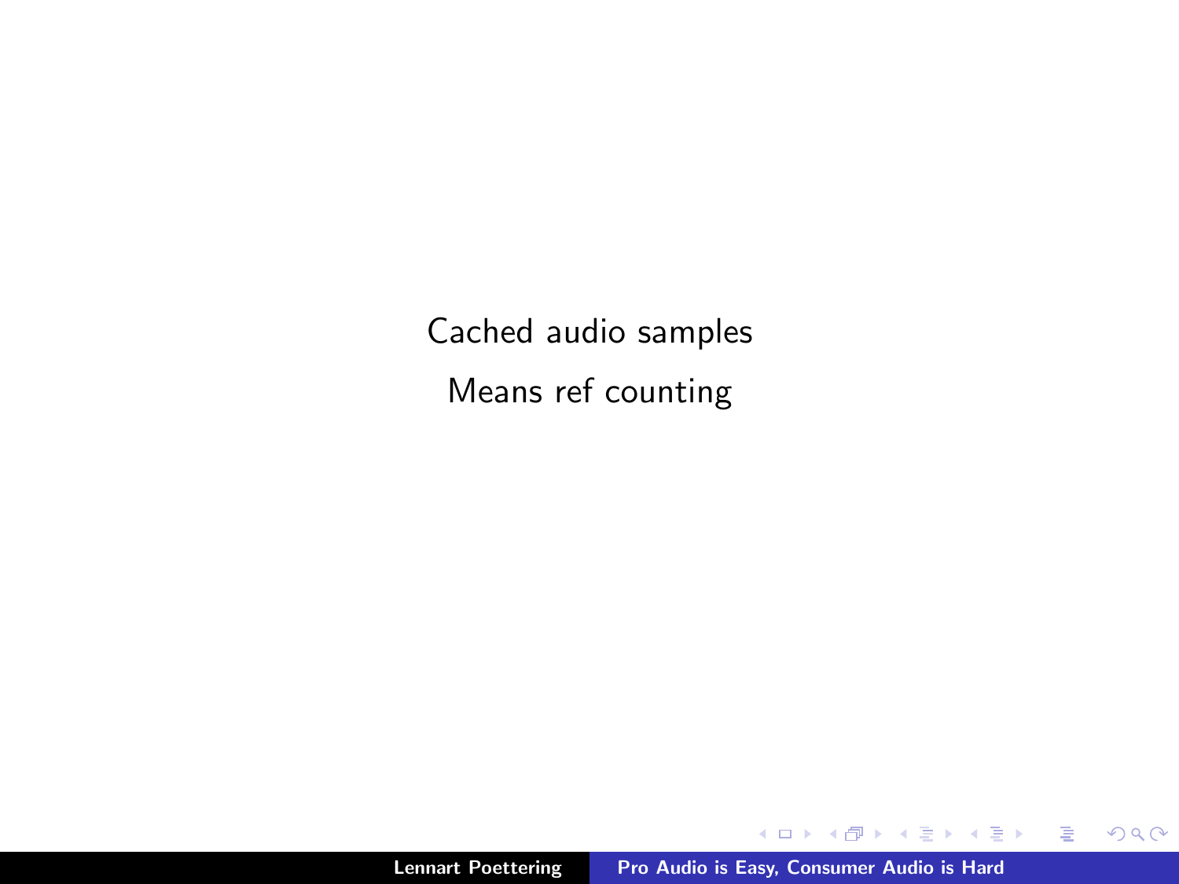Cached audio samples

Means ref counting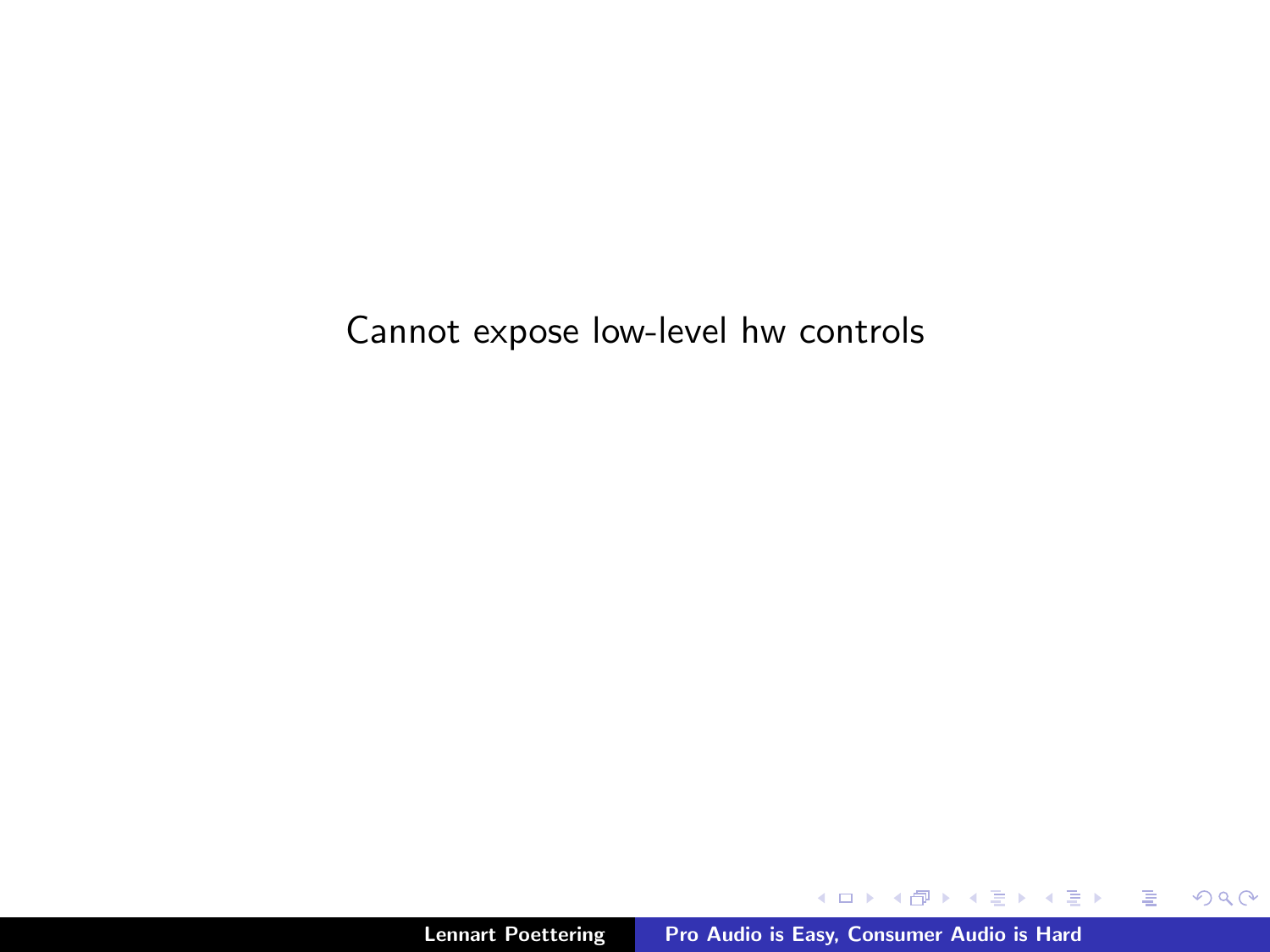Cannot expose low-level hw controls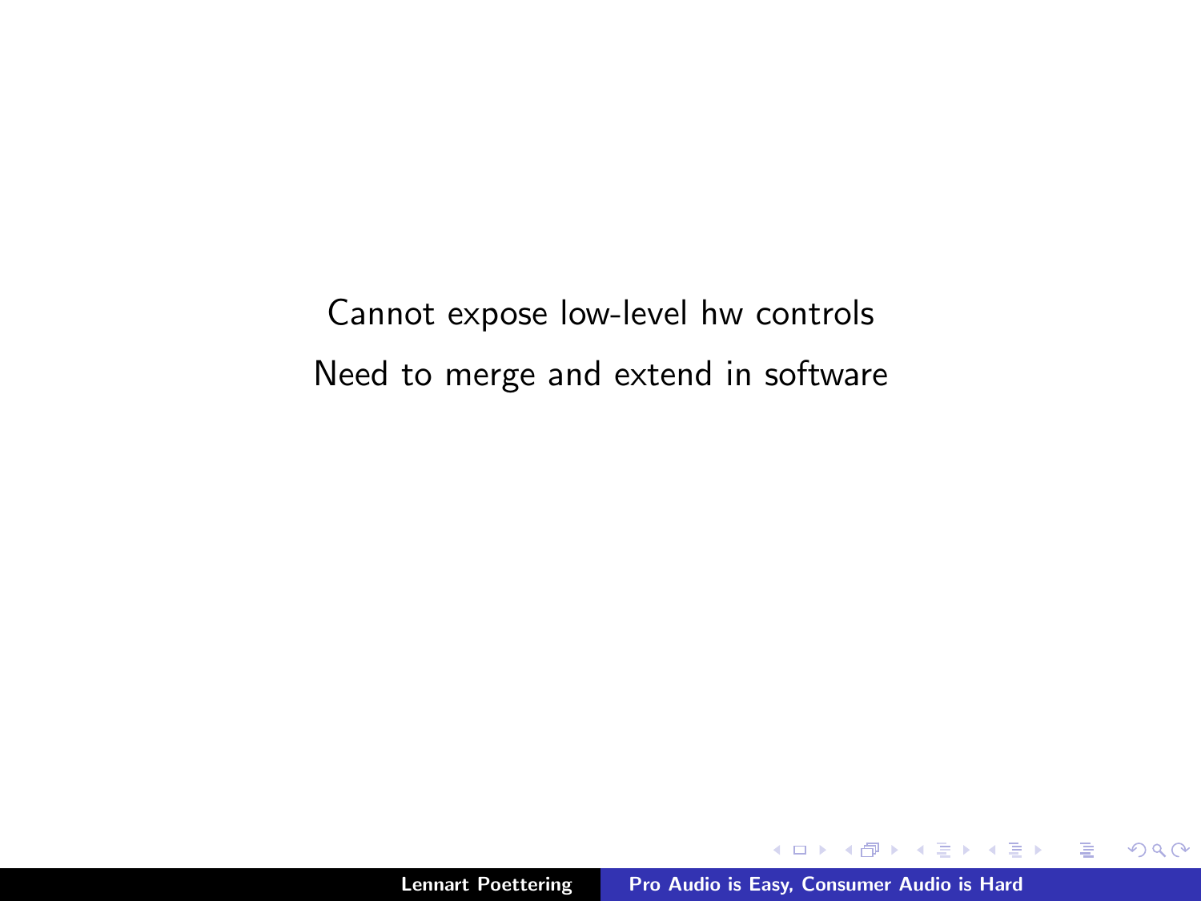Cannot expose low-level hw controls

Need to merge and extend in software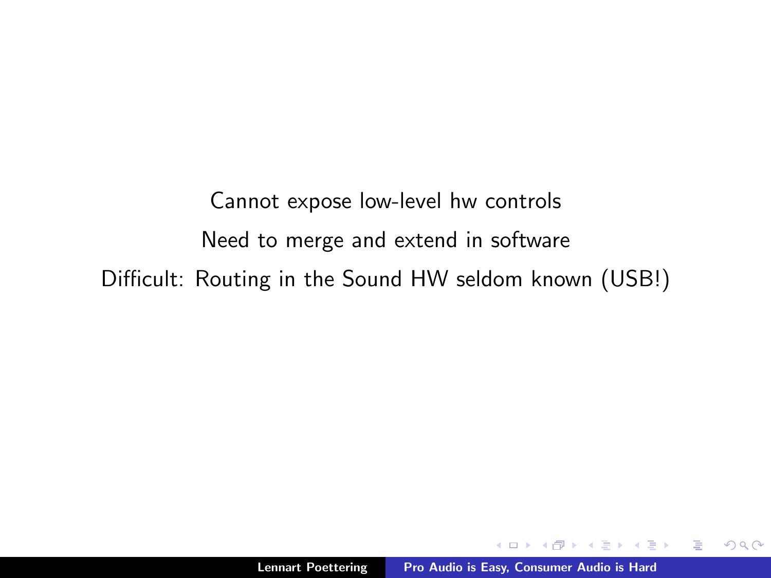Cannot expose low-level hw controls

Need to merge and extend in software

Difficult: Routing in the Sound HW seldom known (USB!)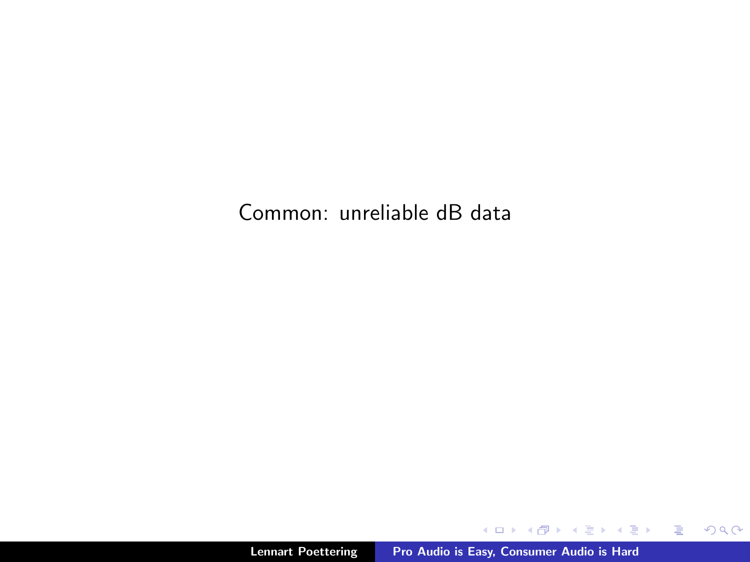Common: unreliable dB data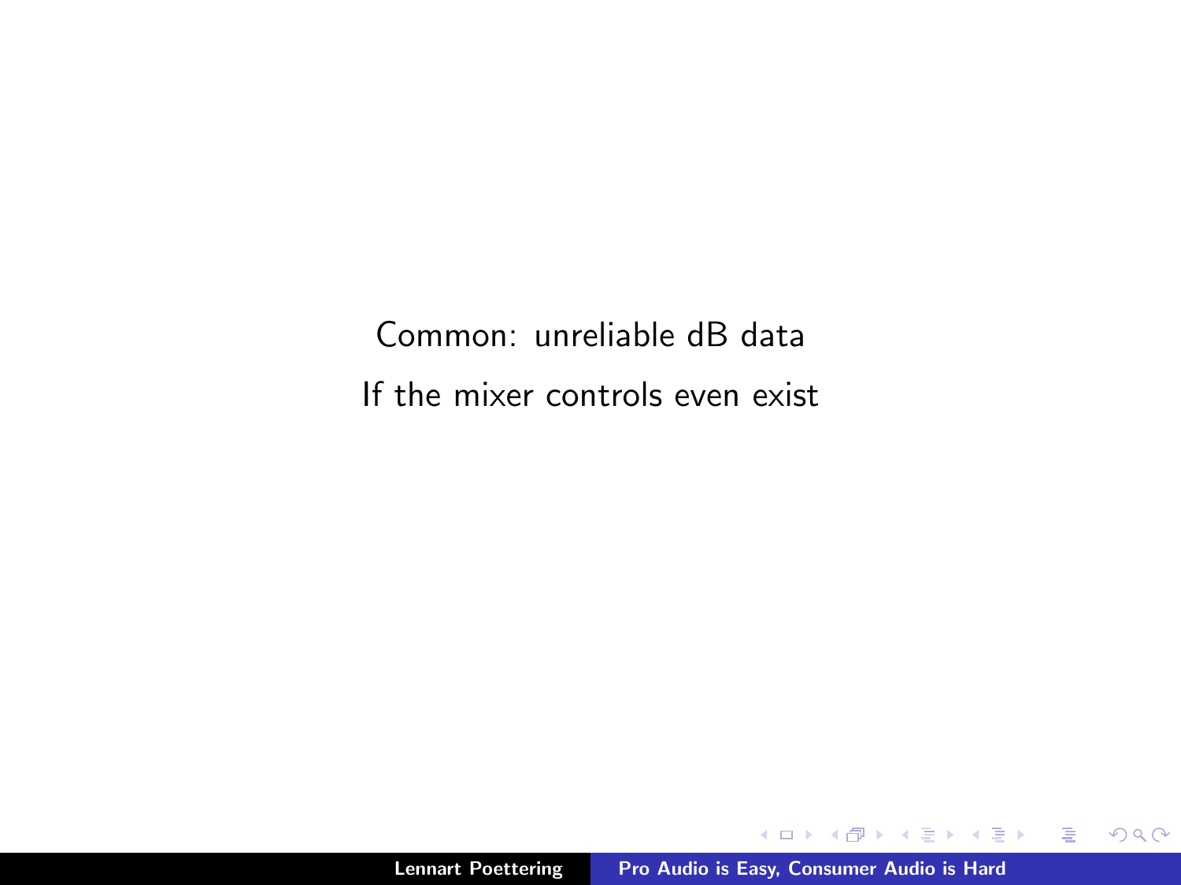Common: unreliable dB data

If the mixer controls even exist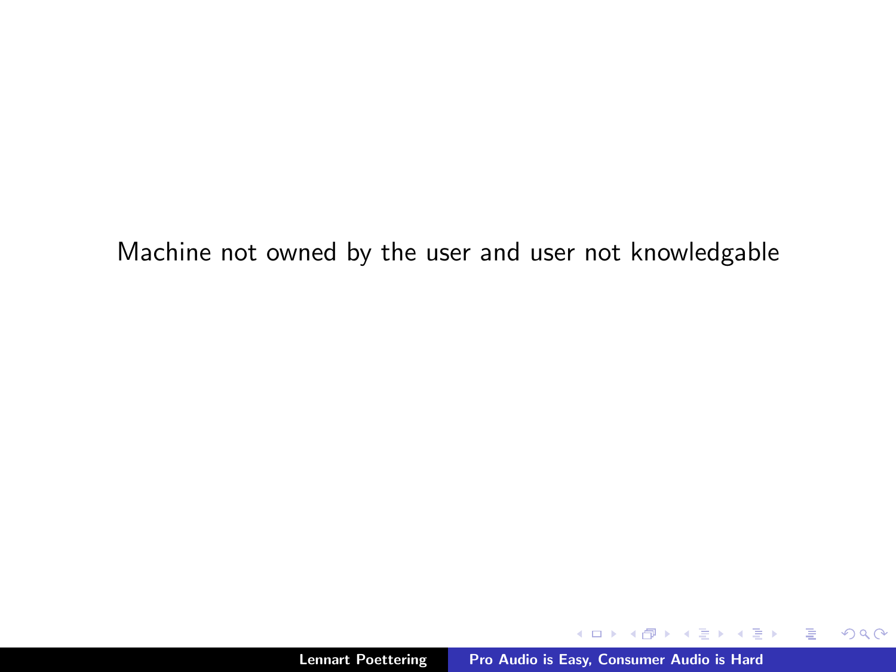Machine not owned by the user and user not knowledgable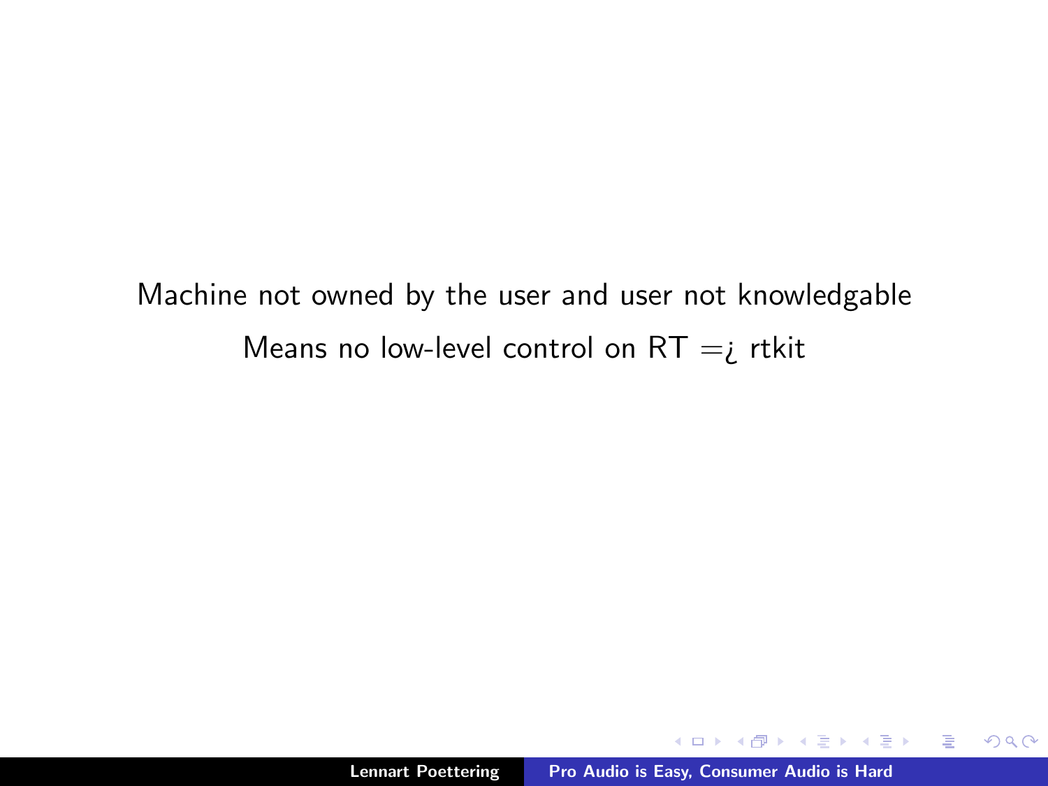Machine not owned by the user and user not knowledgable

Means no low-level control on RT =¿ rtkit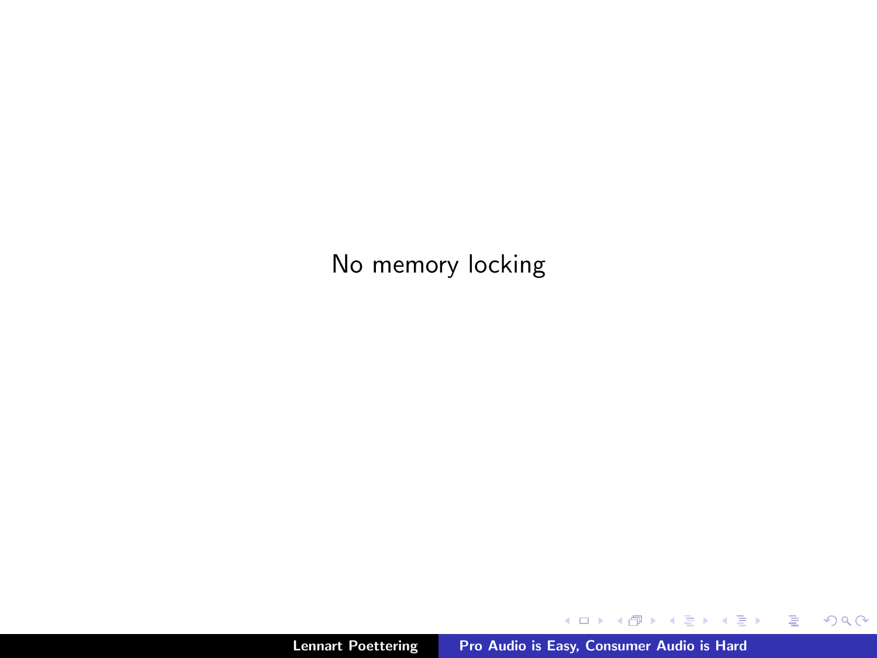No memory locking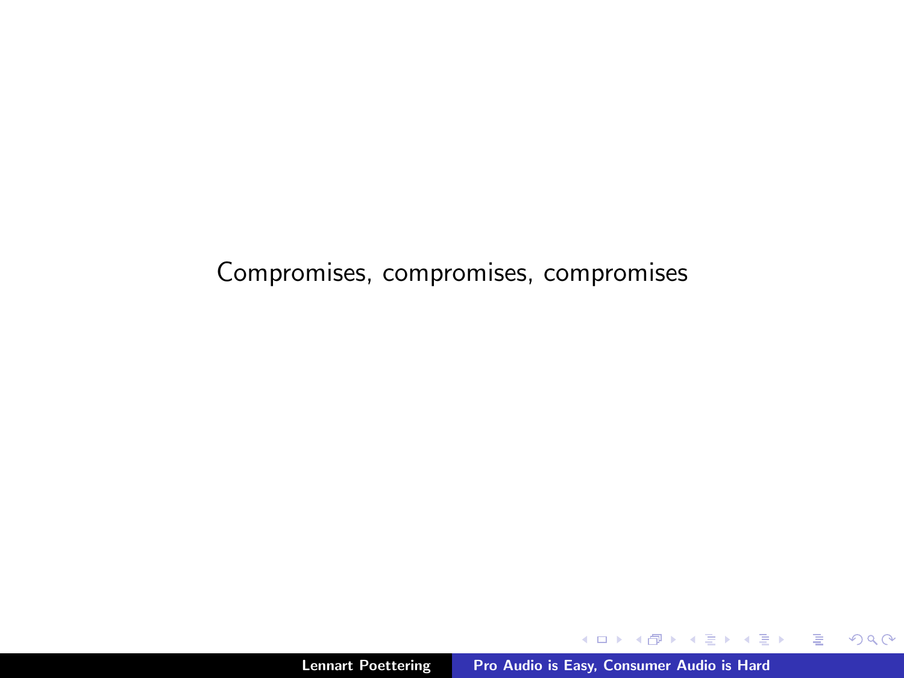Compromises, compromises, compromises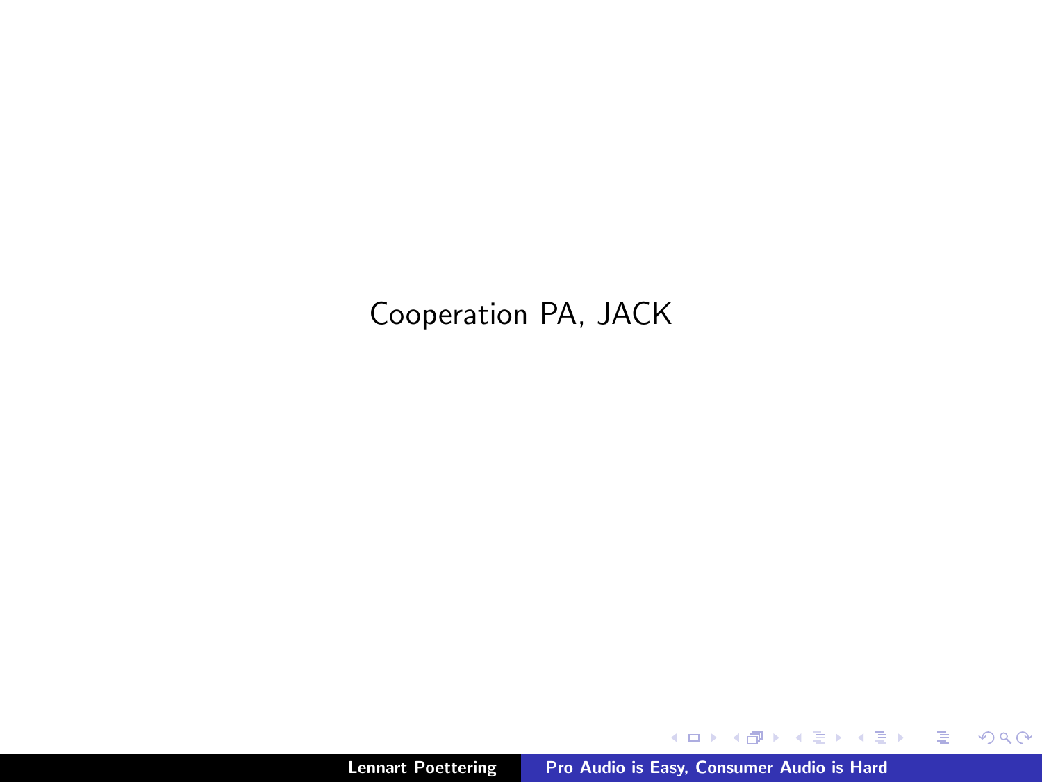Cooperation PA, JACK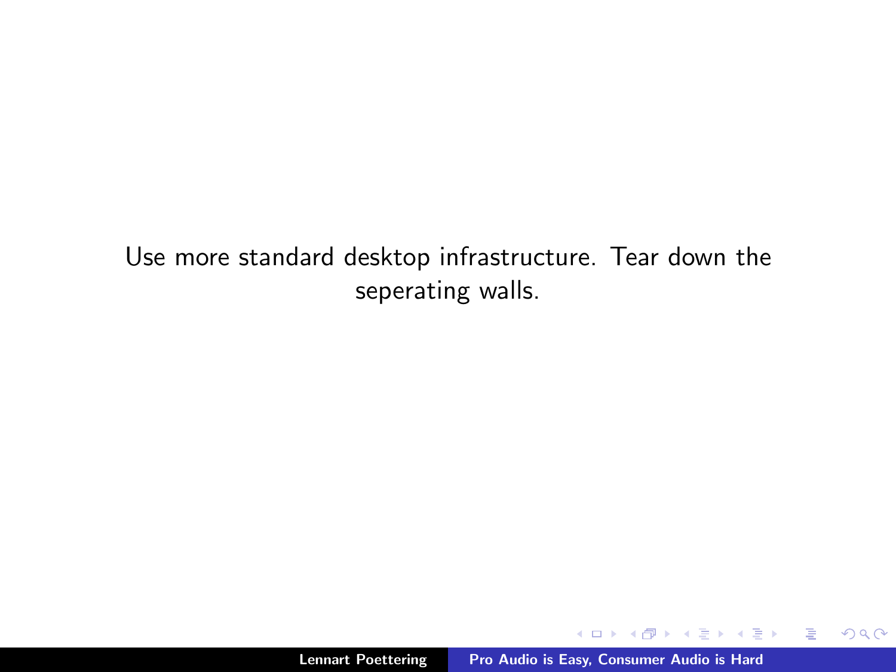Use more standard desktop infrastructure. Tear down the seperating walls.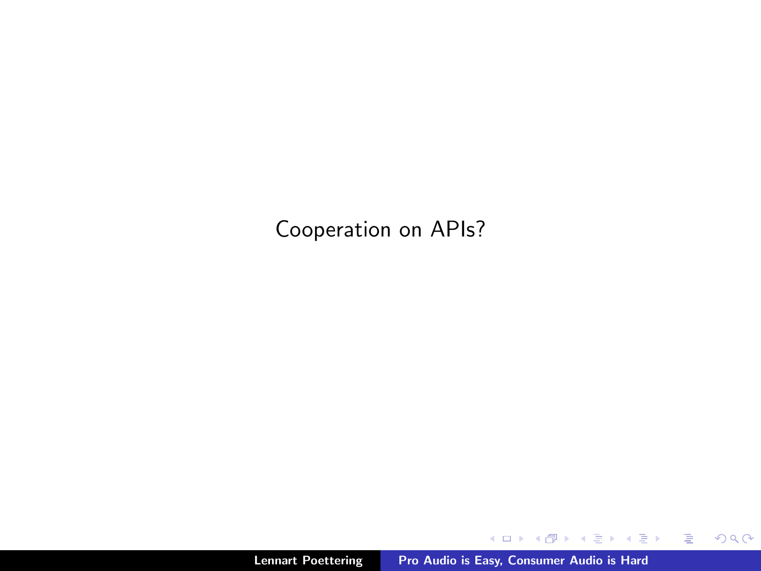Cooperation on APIs?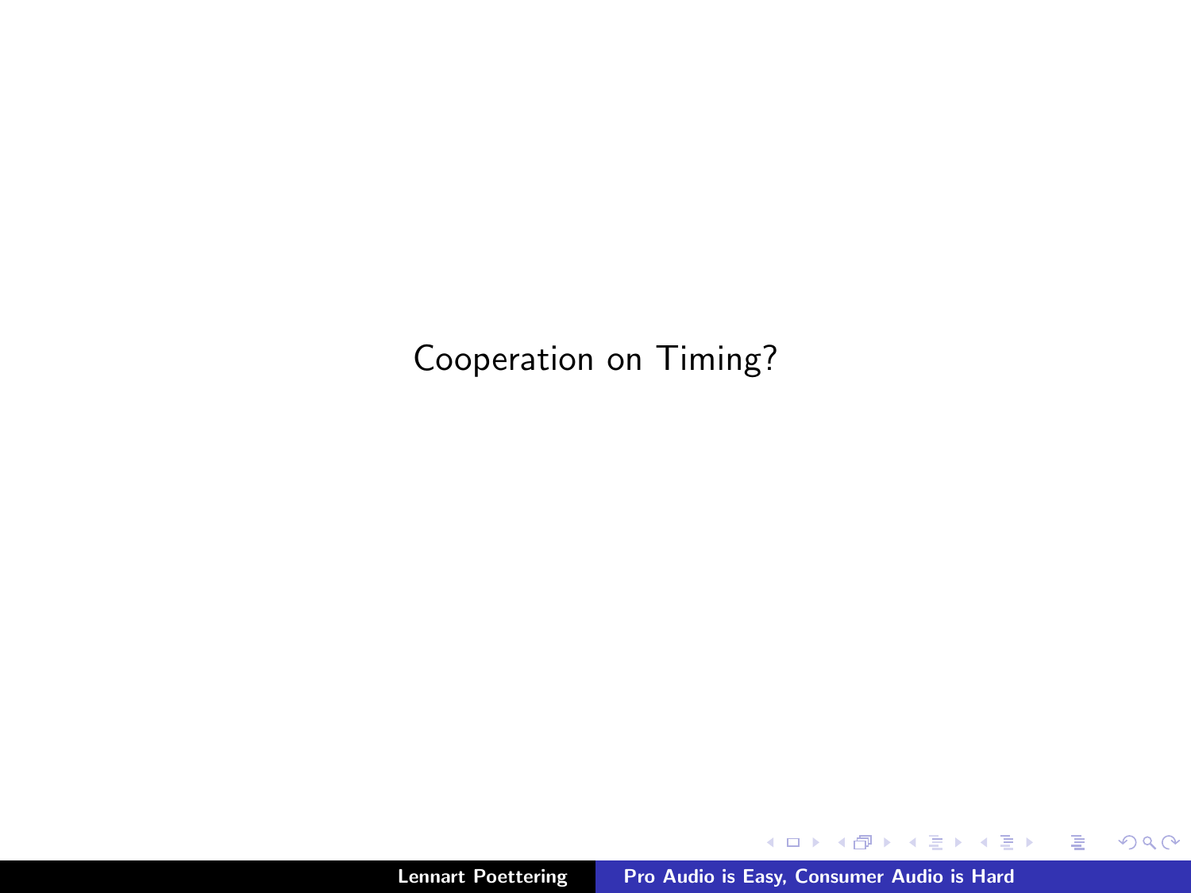# Cooperation on Timing?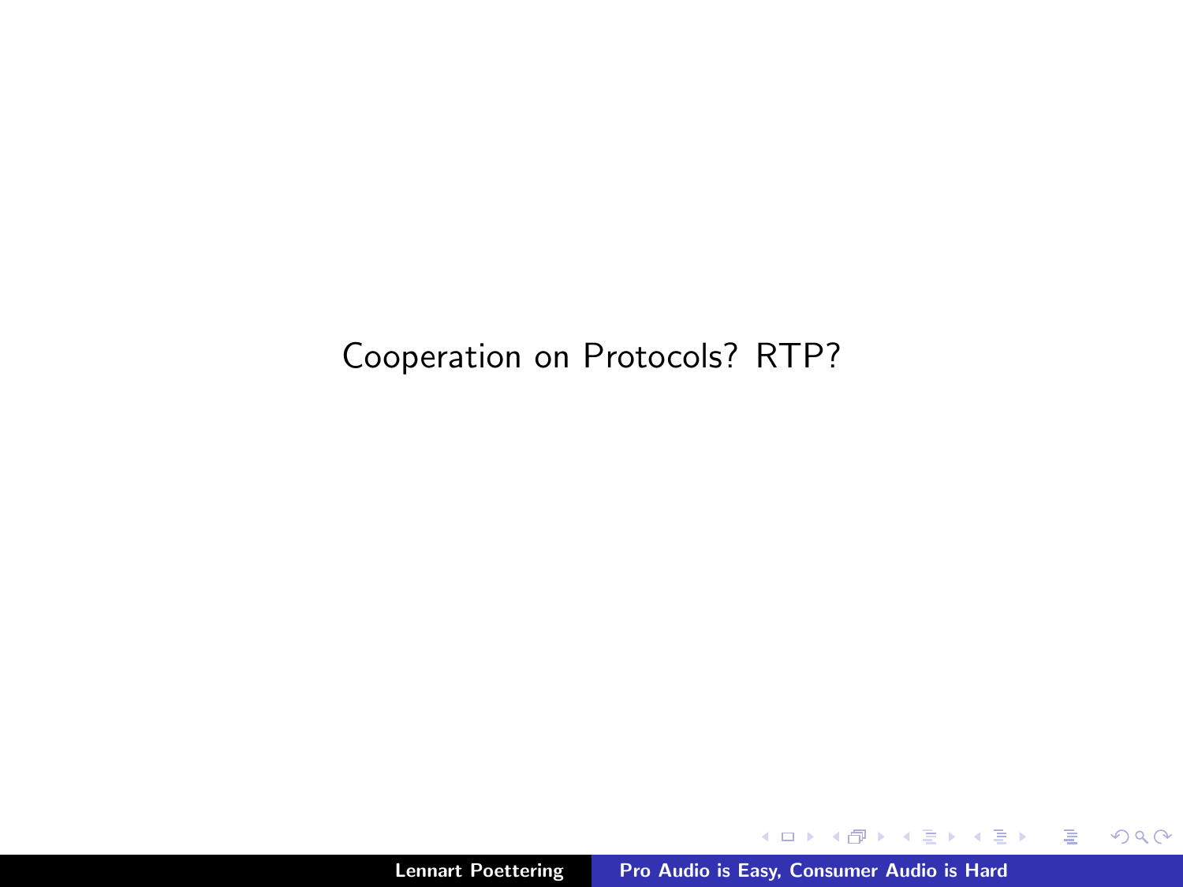Cooperation on Protocols? RTP?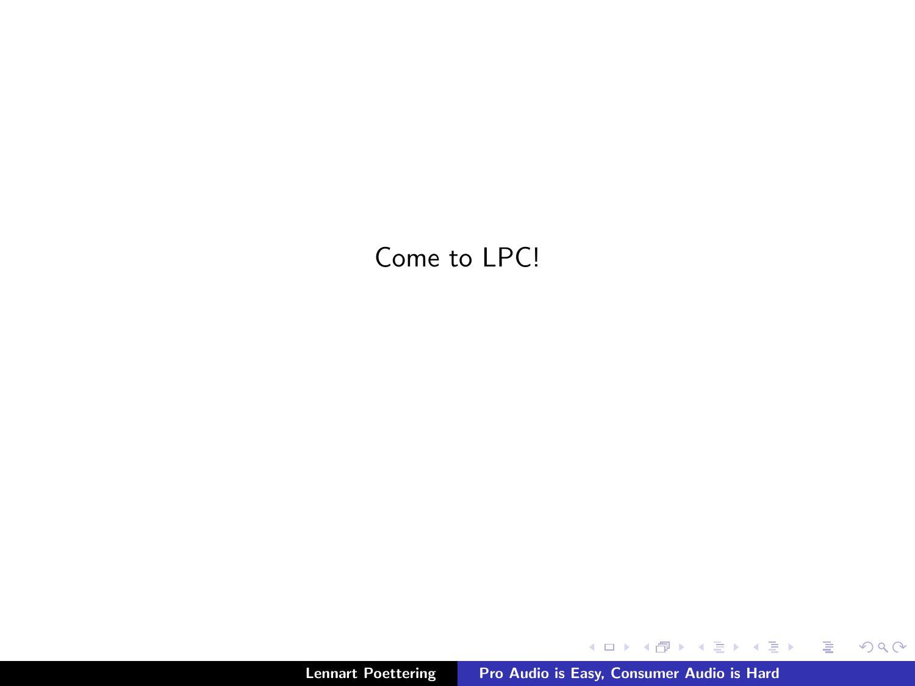Come to LPC!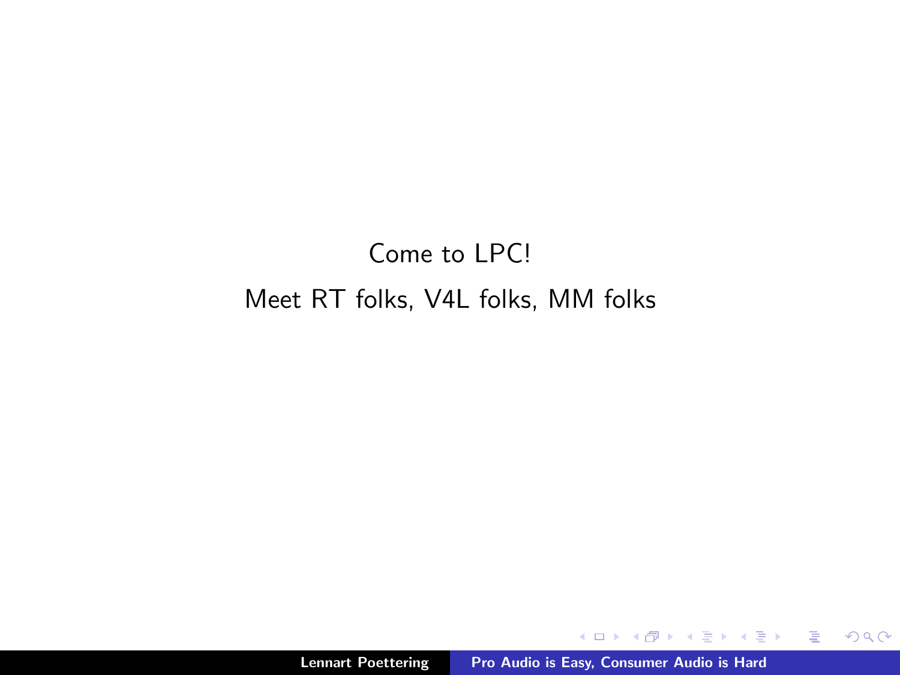Come to LPC!

Meet RT folks, V4L folks, MM folks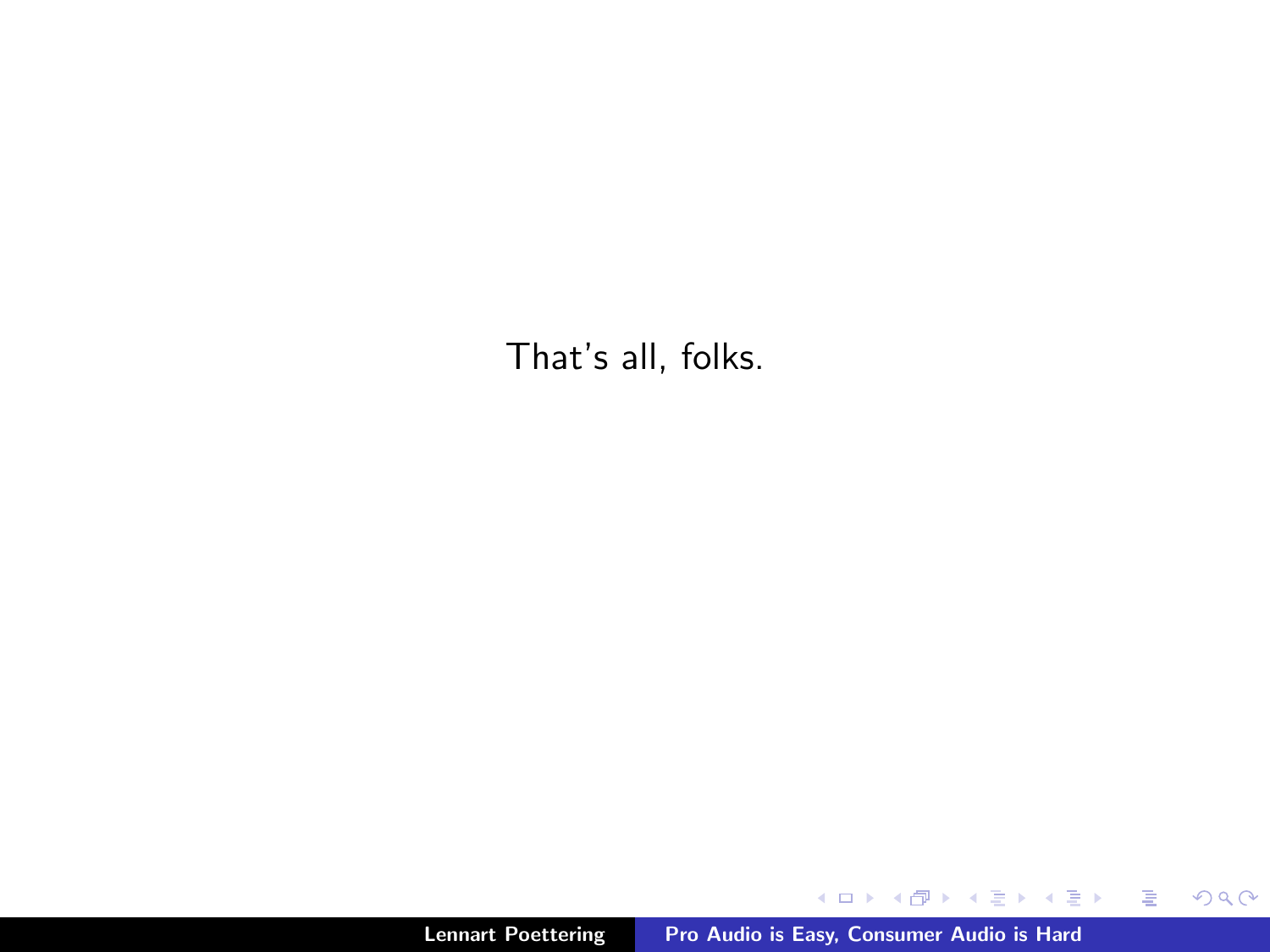That's all, folks.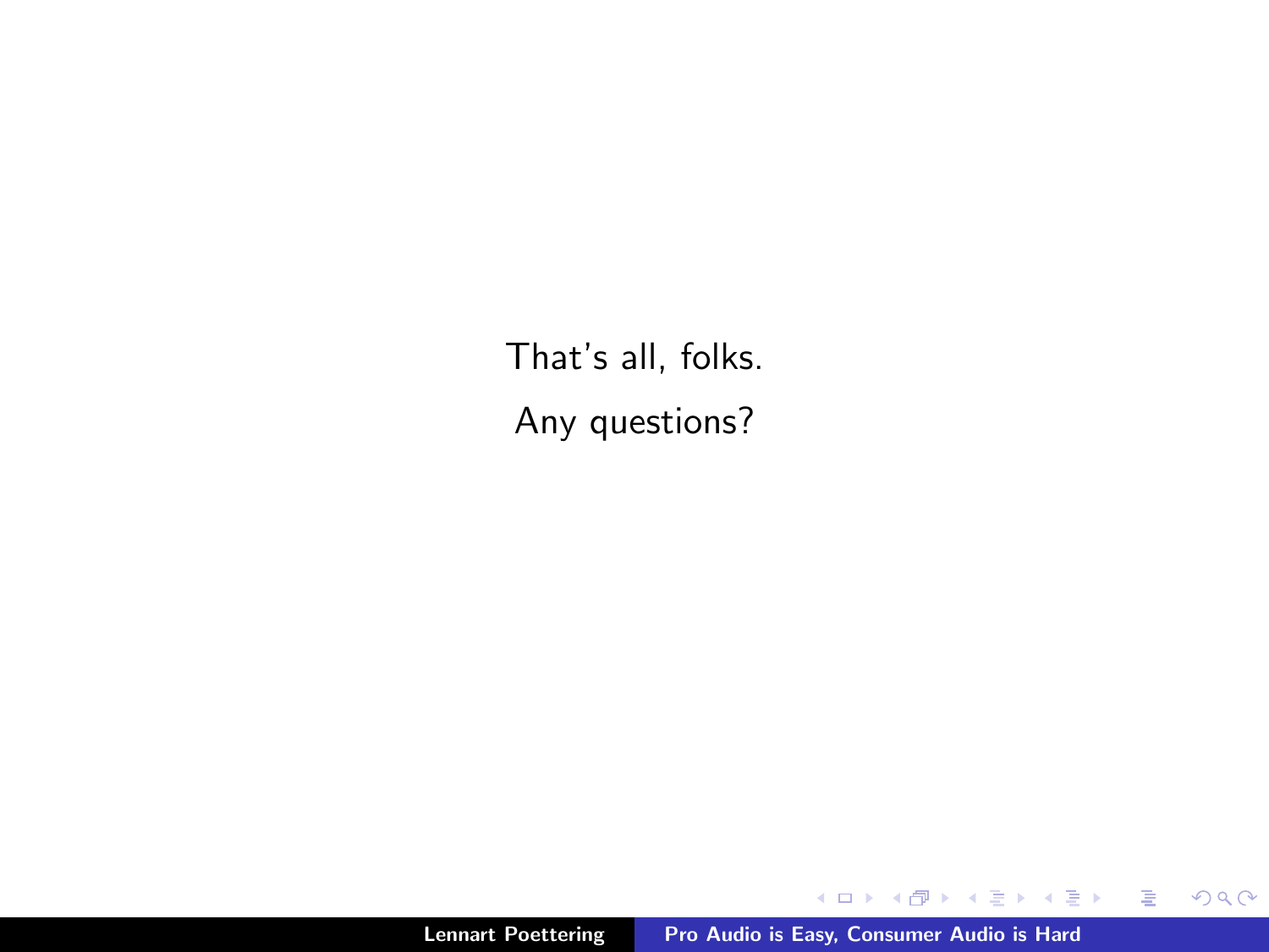That's all, folks.

Any questions?